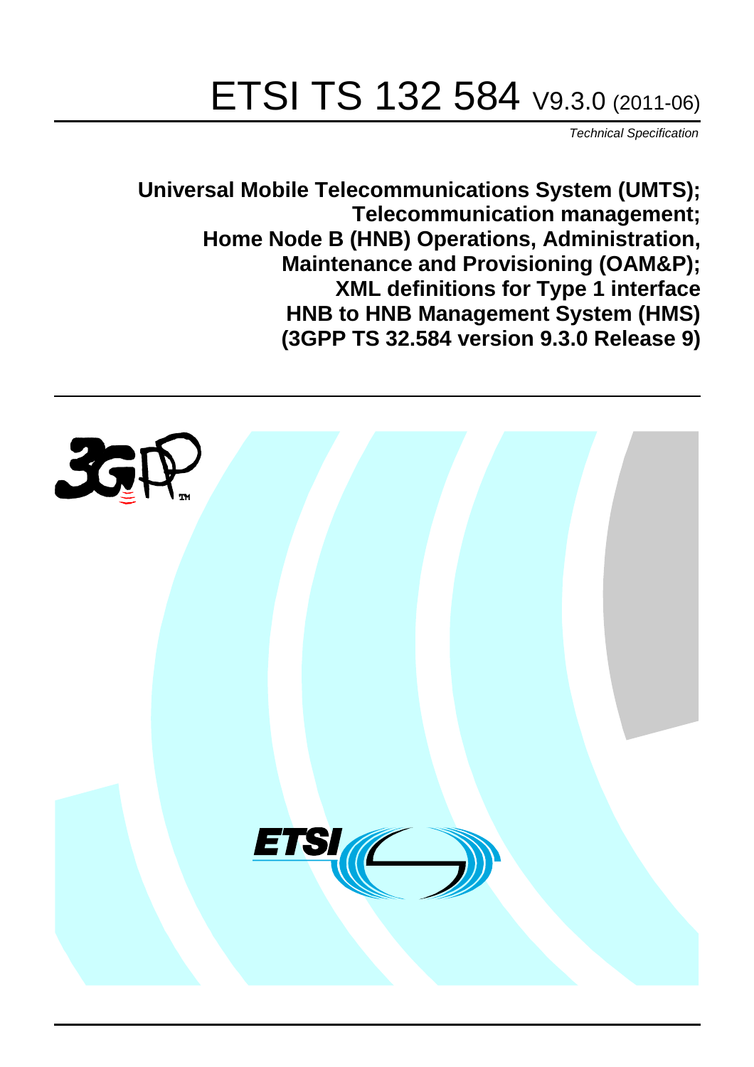# ETSI TS 132 584 V9.3.0 (2011-06)

*Technical Specification*

**Universal Mobile Telecommunications System (UMTS); Telecommunication management; Home Node B (HNB) Operations, Administration, Maintenance and Provisioning (OAM&P); XML definitions for Type 1 interface HNB to HNB Management System (HMS) (3GPP TS 32.584 version 9.3.0 Release 9)**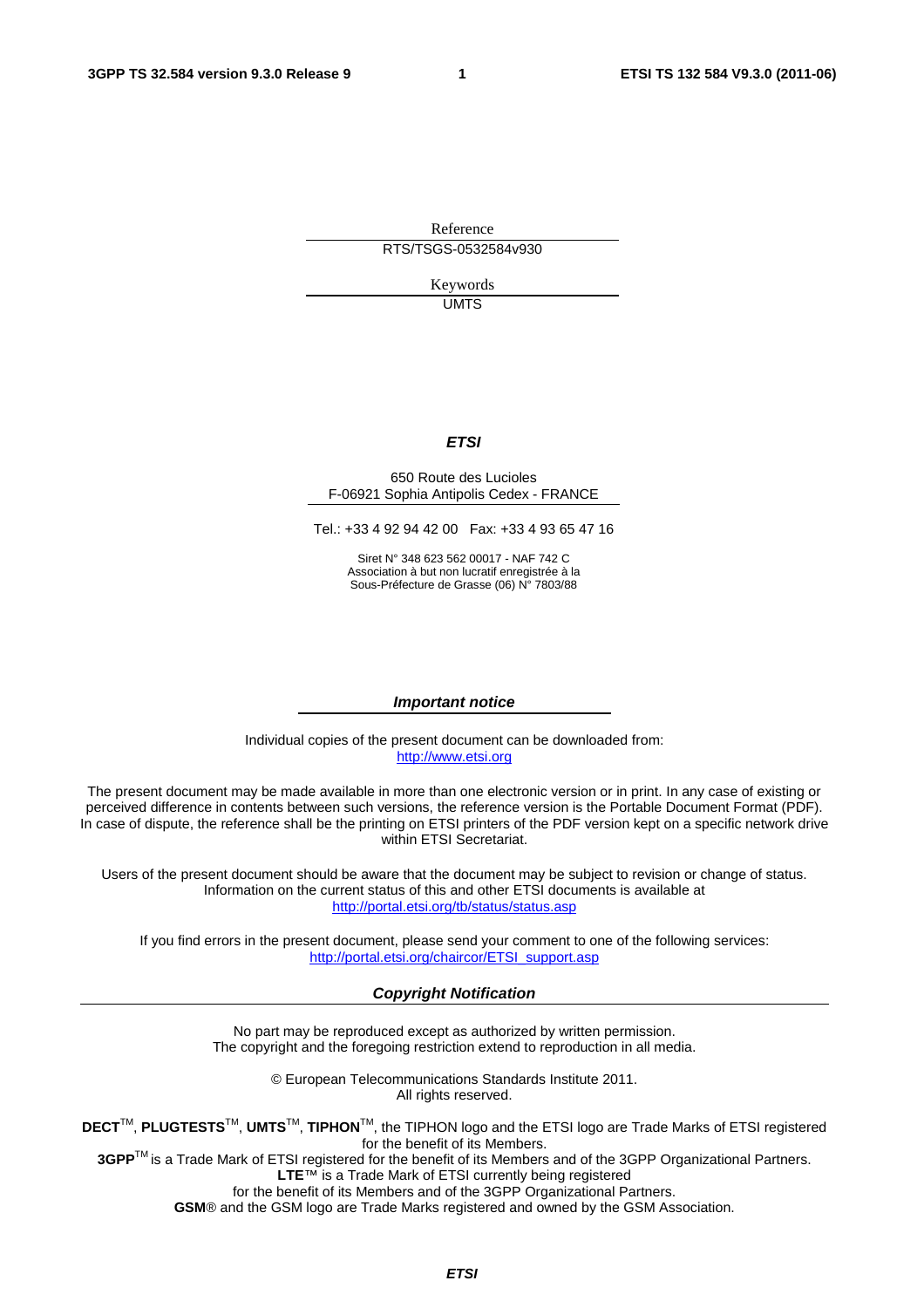Reference

RTS/TSGS-0532584v930

Keywords

UMTS

***ETSI***

650 Route des Lucioles
F-06921 Sophia Antipolis Cedex - FRANCE

Tel.: +33 4 92 94 42 00 Fax: +33 4 93 65 47 16

Siret N° 348 623 562 00017 - NAF 742 C
Association à but non lucratif enregistrée à la
Sous-Préfecture de Grasse (06) N° 7803/88

***Important notice***

Individual copies of the present document can be downloaded from:
http://www.etsi.org

The present document may be made available in more than one electronic version or in print. In any case of existing or perceived difference in contents between such versions, the reference version is the Portable Document Format (PDF). In case of dispute, the reference shall be the printing on ETSI printers of the PDF version kept on a specific network drive within ETSI Secretariat.

Users of the present document should be aware that the document may be subject to revision or change of status. Information on the current status of this and other ETSI documents is available at
http://portal.etsi.org/tb/status/status.asp

If you find errors in the present document, please send your comment to one of the following services:
http://portal.etsi.org/chaircor/ETSI_support.asp

***Copyright Notification***

No part may be reproduced except as authorized by written permission.
The copyright and the foregoing restriction extend to reproduction in all media.

© European Telecommunications Standards Institute 2011.
All rights reserved.

**DECT**™, **PLUGTESTS**™, **UMTS**™, **TIPHON**™, the TIPHON logo and the ETSI logo are Trade Marks of ETSI registered for the benefit of its Members.
**3GPP**™ is a Trade Mark of ETSI registered for the benefit of its Members and of the 3GPP Organizational Partners.
**LTE**™ is a Trade Mark of ETSI currently being registered
for the benefit of its Members and of the 3GPP Organizational Partners.
**GSM**® and the GSM logo are Trade Marks registered and owned by the GSM Association.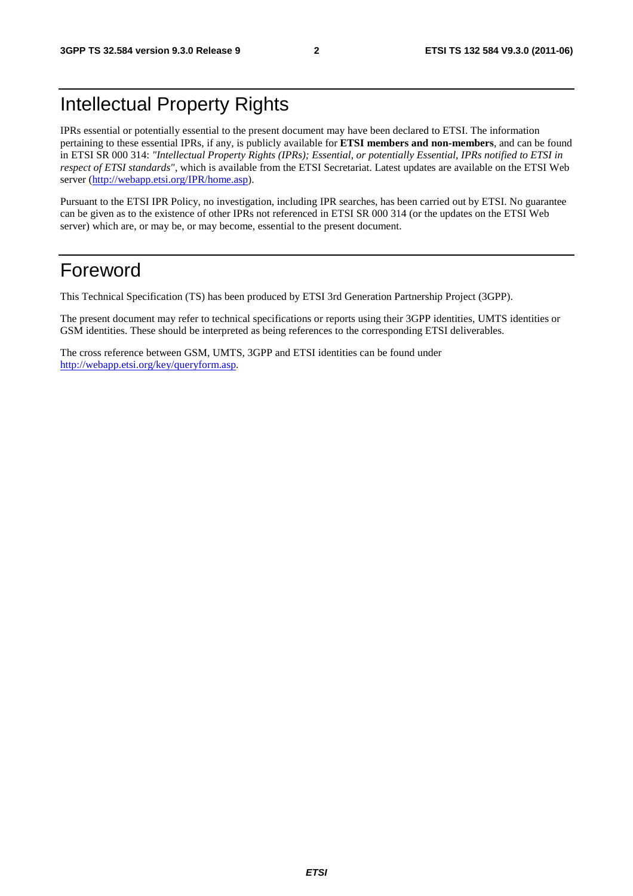# Intellectual Property Rights

IPRs essential or potentially essential to the present document may have been declared to ETSI. The information pertaining to these essential IPRs, if any, is publicly available for **ETSI members and non-members**, and can be found in ETSI SR 000 314: *"Intellectual Property Rights (IPRs); Essential, or potentially Essential, IPRs notified to ETSI in respect of ETSI standards"*, which is available from the ETSI Secretariat. Latest updates are available on the ETSI Web server (http://webapp.etsi.org/IPR/home.asp).

Pursuant to the ETSI IPR Policy, no investigation, including IPR searches, has been carried out by ETSI. No guarantee can be given as to the existence of other IPRs not referenced in ETSI SR 000 314 (or the updates on the ETSI Web server) which are, or may be, or may become, essential to the present document.

# Foreword

This Technical Specification (TS) has been produced by ETSI 3rd Generation Partnership Project (3GPP).

The present document may refer to technical specifications or reports using their 3GPP identities, UMTS identities or GSM identities. These should be interpreted as being references to the corresponding ETSI deliverables.

The cross reference between GSM, UMTS, 3GPP and ETSI identities can be found under http://webapp.etsi.org/key/queryform.asp.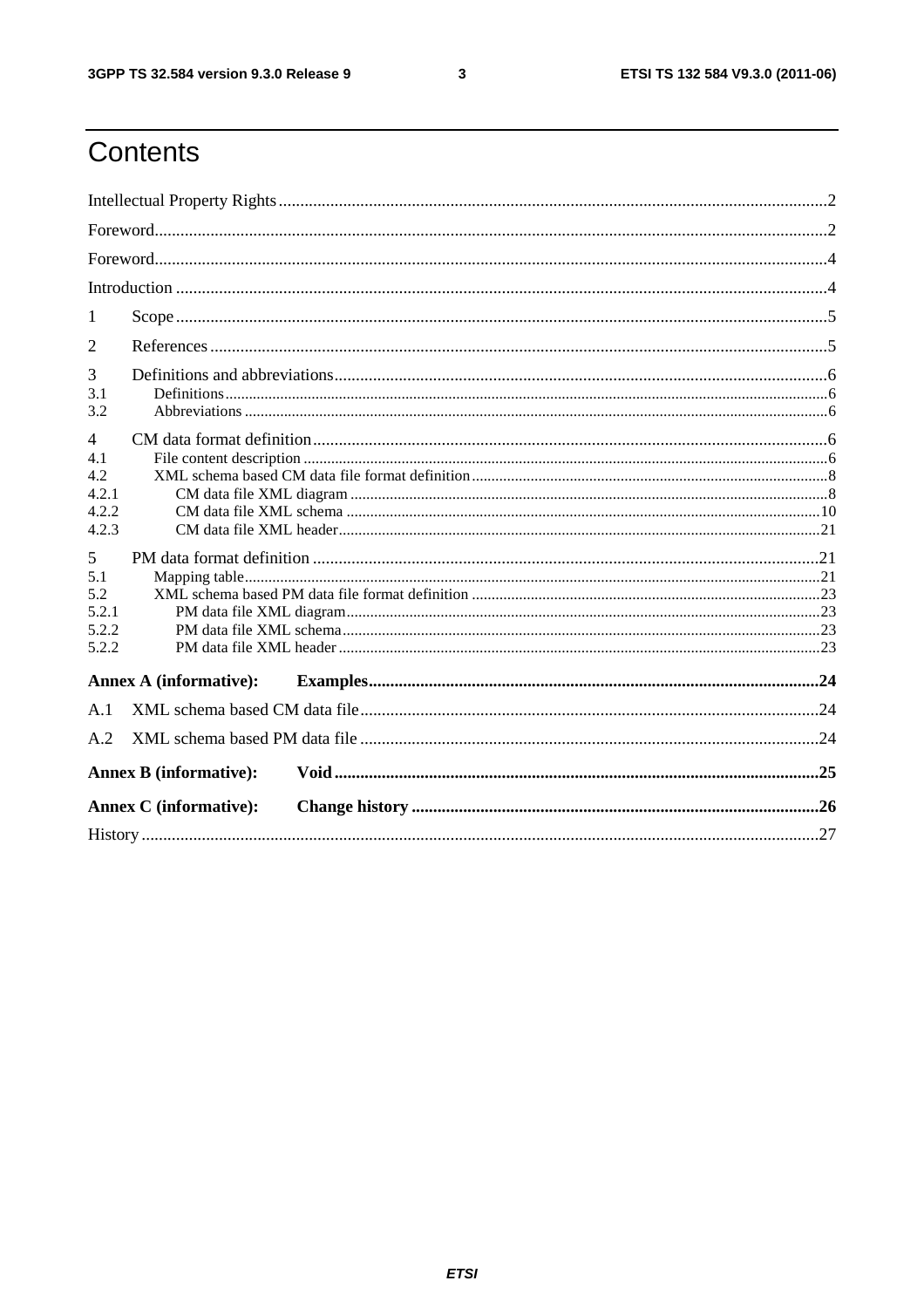# Contents

Intellectual Property Rights ..... 2
Foreword ..... 2
Foreword ..... 4
Introduction ..... 4
1 Scope ..... 5
2 References ..... 5
3 Definitions and abbreviations ..... 6
3.1 Definitions ..... 6
3.2 Abbreviations ..... 6
4 CM data format definition ..... 6
4.1 File content description ..... 6
4.2 XML schema based CM data file format definition ..... 8
4.2.1 CM data file XML diagram ..... 8
4.2.2 CM data file XML schema ..... 10
4.2.3 CM data file XML header ..... 21
5 PM data format definition ..... 21
5.1 Mapping table ..... 21
5.2 XML schema based PM data file format definition ..... 23
5.2.1 PM data file XML diagram ..... 23
5.2.2 PM data file XML schema ..... 23
5.2.2 PM data file XML header ..... 23
**Annex A (informative): Examples ..... 24**
A.1 XML schema based CM data file ..... 24
A.2 XML schema based PM data file ..... 24
**Annex B (informative): Void ..... 25**
**Annex C (informative): Change history ..... 26**
History ..... 27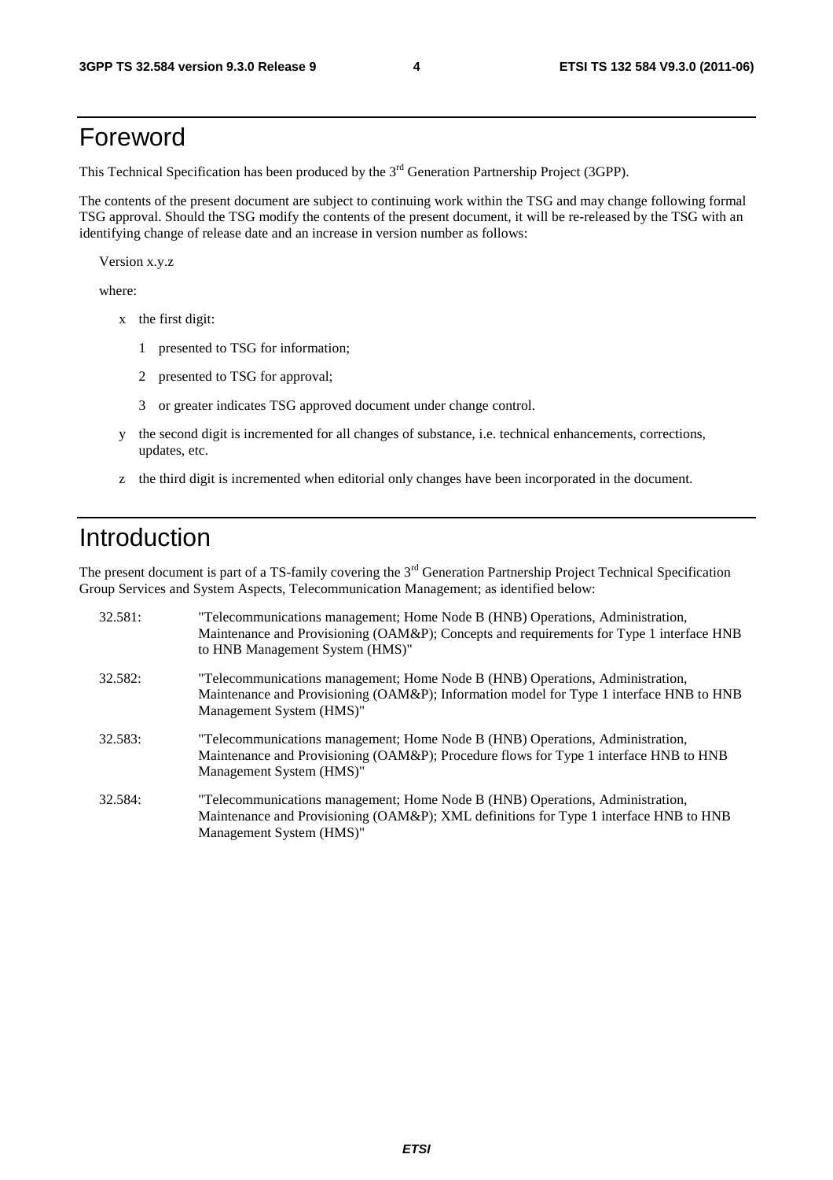# Foreword

This Technical Specification has been produced by the 3rd Generation Partnership Project (3GPP).

The contents of the present document are subject to continuing work within the TSG and may change following formal TSG approval. Should the TSG modify the contents of the present document, it will be re-released by the TSG with an identifying change of release date and an increase in version number as follows:

Version x.y.z

where:

- x the first digit:
  - 1 presented to TSG for information;
  - 2 presented to TSG for approval;
  - 3 or greater indicates TSG approved document under change control.
- y the second digit is incremented for all changes of substance, i.e. technical enhancements, corrections, updates, etc.
- z the third digit is incremented when editorial only changes have been incorporated in the document.

# Introduction

The present document is part of a TS-family covering the 3rd Generation Partnership Project Technical Specification Group Services and System Aspects, Telecommunication Management; as identified below:

32.581: "Telecommunications management; Home Node B (HNB) Operations, Administration, Maintenance and Provisioning (OAM&P); Concepts and requirements for Type 1 interface HNB to HNB Management System (HMS)"

32.582: "Telecommunications management; Home Node B (HNB) Operations, Administration, Maintenance and Provisioning (OAM&P); Information model for Type 1 interface HNB to HNB Management System (HMS)"

32.583: "Telecommunications management; Home Node B (HNB) Operations, Administration, Maintenance and Provisioning (OAM&P); Procedure flows for Type 1 interface HNB to HNB Management System (HMS)"

32.584: "Telecommunications management; Home Node B (HNB) Operations, Administration, Maintenance and Provisioning (OAM&P); XML definitions for Type 1 interface HNB to HNB Management System (HMS)"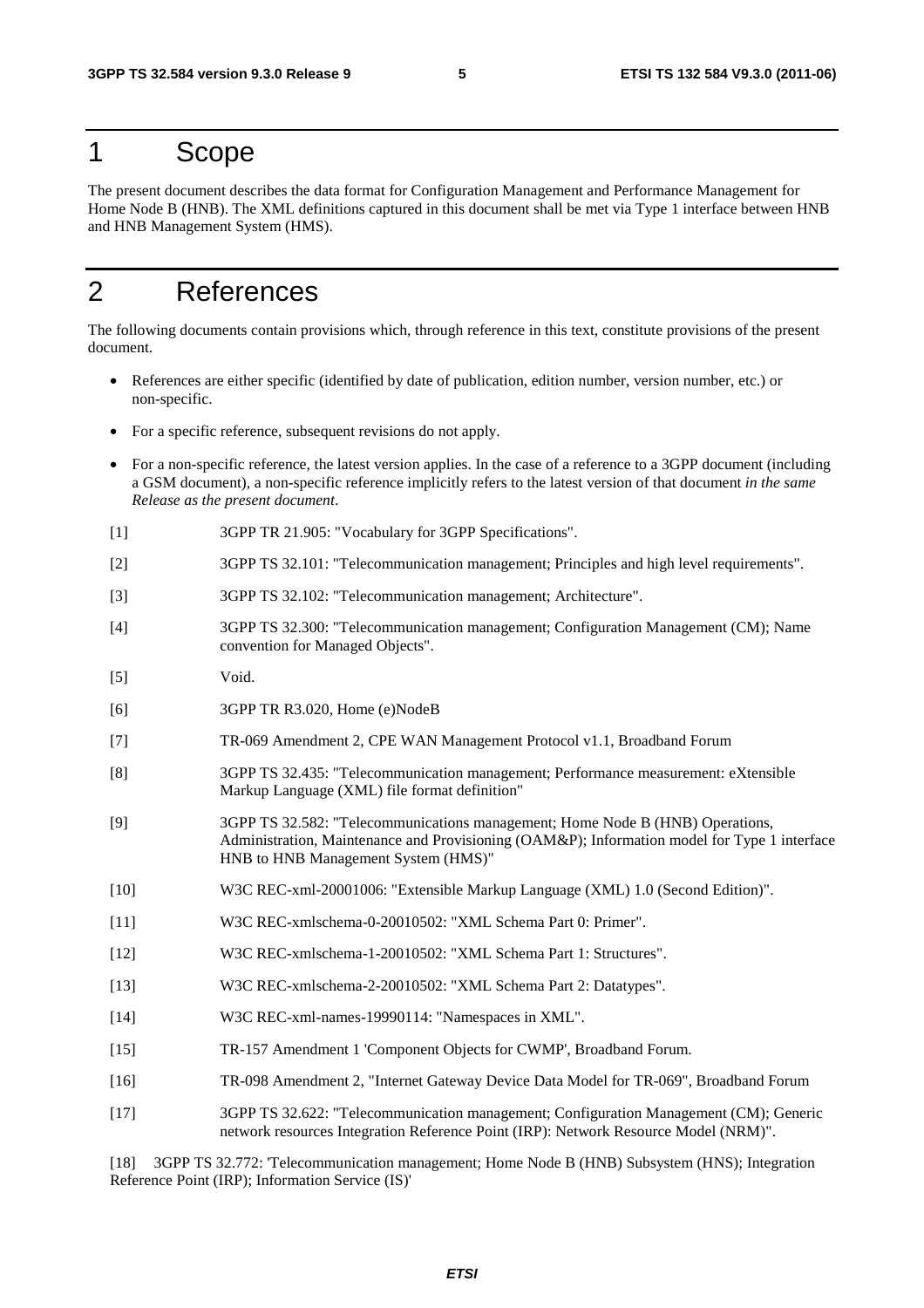# 1 Scope

The present document describes the data format for Configuration Management and Performance Management for Home Node B (HNB). The XML definitions captured in this document shall be met via Type 1 interface between HNB and HNB Management System (HMS).

# 2 References

The following documents contain provisions which, through reference in this text, constitute provisions of the present document.

- References are either specific (identified by date of publication, edition number, version number, etc.) or non-specific.
- For a specific reference, subsequent revisions do not apply.
- For a non-specific reference, the latest version applies. In the case of a reference to a 3GPP document (including a GSM document), a non-specific reference implicitly refers to the latest version of that document *in the same Release as the present document*.

[1] 3GPP TR 21.905: "Vocabulary for 3GPP Specifications".

[2] 3GPP TS 32.101: "Telecommunication management; Principles and high level requirements".

[3] 3GPP TS 32.102: "Telecommunication management; Architecture".

[4] 3GPP TS 32.300: "Telecommunication management; Configuration Management (CM); Name convention for Managed Objects".

[5] Void.

[6] 3GPP TR R3.020, Home (e)NodeB

[7] TR-069 Amendment 2, CPE WAN Management Protocol v1.1, Broadband Forum

[8] 3GPP TS 32.435: "Telecommunication management; Performance measurement: eXtensible Markup Language (XML) file format definition"

[9] 3GPP TS 32.582: "Telecommunications management; Home Node B (HNB) Operations, Administration, Maintenance and Provisioning (OAM&P); Information model for Type 1 interface HNB to HNB Management System (HMS)"

[10] W3C REC-xml-20001006: "Extensible Markup Language (XML) 1.0 (Second Edition)".

[11] W3C REC-xmlschema-0-20010502: "XML Schema Part 0: Primer".

[12] W3C REC-xmlschema-1-20010502: "XML Schema Part 1: Structures".

[13] W3C REC-xmlschema-2-20010502: "XML Schema Part 2: Datatypes".

[14] W3C REC-xml-names-19990114: "Namespaces in XML".

[15] TR-157 Amendment 1 'Component Objects for CWMP', Broadband Forum.

[16] TR-098 Amendment 2, "Internet Gateway Device Data Model for TR-069", Broadband Forum

[17] 3GPP TS 32.622: "Telecommunication management; Configuration Management (CM); Generic network resources Integration Reference Point (IRP): Network Resource Model (NRM)".

[18] 3GPP TS 32.772: 'Telecommunication management; Home Node B (HNB) Subsystem (HNS); Integration Reference Point (IRP); Information Service (IS)'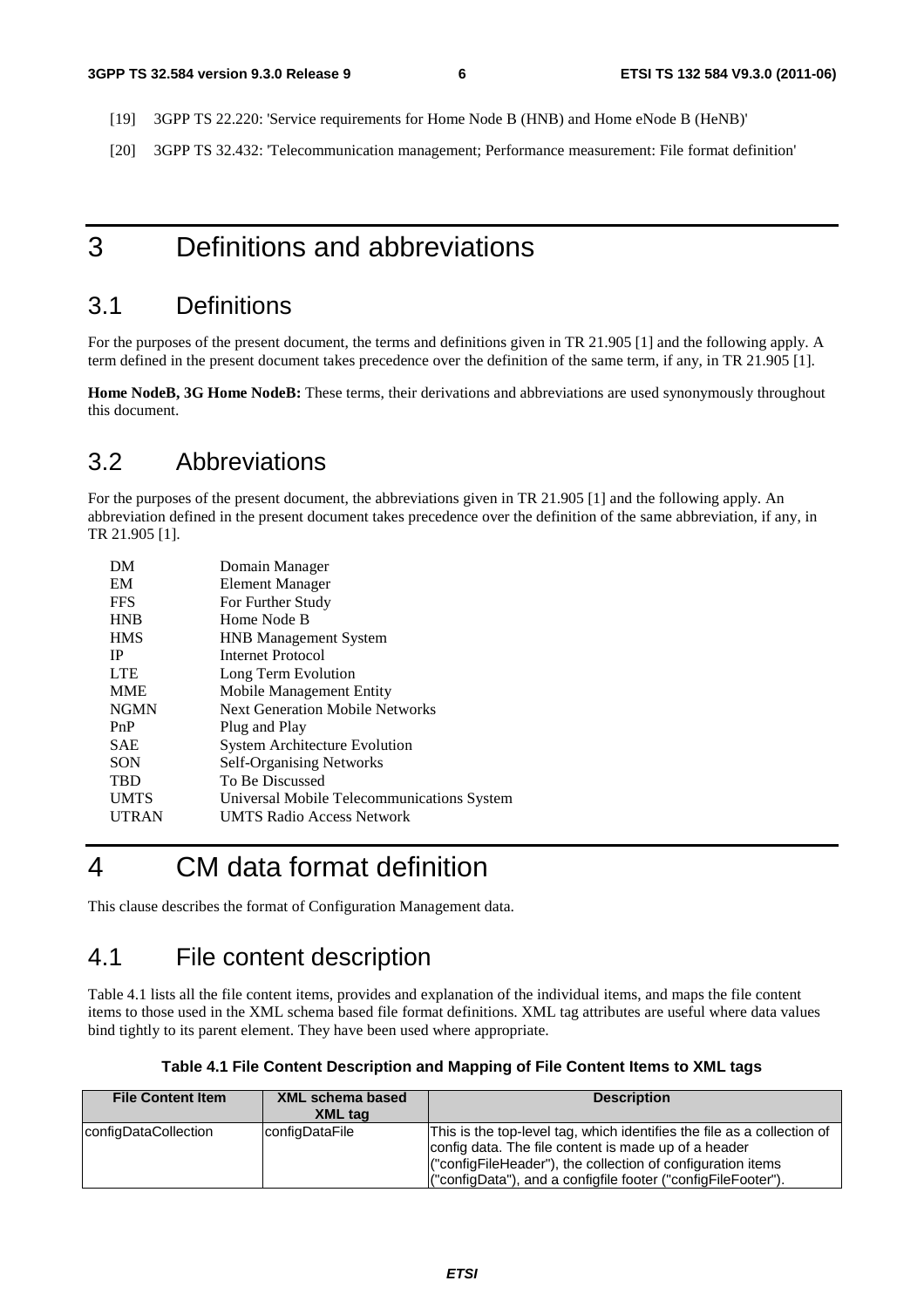[19] 3GPP TS 22.220: 'Service requirements for Home Node B (HNB) and Home eNode B (HeNB)'

[20] 3GPP TS 32.432: 'Telecommunication management; Performance measurement: File format definition'

# 3 Definitions and abbreviations

## 3.1 Definitions

For the purposes of the present document, the terms and definitions given in TR 21.905 [1] and the following apply. A term defined in the present document takes precedence over the definition of the same term, if any, in TR 21.905 [1].

**Home NodeB, 3G Home NodeB:** These terms, their derivations and abbreviations are used synonymously throughout this document.

## 3.2 Abbreviations

For the purposes of the present document, the abbreviations given in TR 21.905 [1] and the following apply. An abbreviation defined in the present document takes precedence over the definition of the same abbreviation, if any, in TR 21.905 [1].

| | |
|---|---|
| DM | Domain Manager |
| EM | Element Manager |
| FFS | For Further Study |
| HNB | Home Node B |
| HMS | HNB Management System |
| IP | Internet Protocol |
| LTE | Long Term Evolution |
| MME | Mobile Management Entity |
| NGMN | Next Generation Mobile Networks |
| PnP | Plug and Play |
| SAE | System Architecture Evolution |
| SON | Self-Organising Networks |
| TBD | To Be Discussed |
| UMTS | Universal Mobile Telecommunications System |
| UTRAN | UMTS Radio Access Network |

# 4 CM data format definition

This clause describes the format of Configuration Management data.

## 4.1 File content description

Table 4.1 lists all the file content items, provides and explanation of the individual items, and maps the file content items to those used in the XML schema based file format definitions. XML tag attributes are useful where data values bind tightly to its parent element. They have been used where appropriate.

**Table 4.1 File Content Description and Mapping of File Content Items to XML tags**

| File Content Item | XML schema based XML tag | Description |
|---|---|---|
| configDataCollection | configDataFile | This is the top-level tag, which identifies the file as a collection of config data. The file content is made up of a header ("configFileHeader"), the collection of configuration items ("configData"), and a configfile footer ("configFileFooter"). |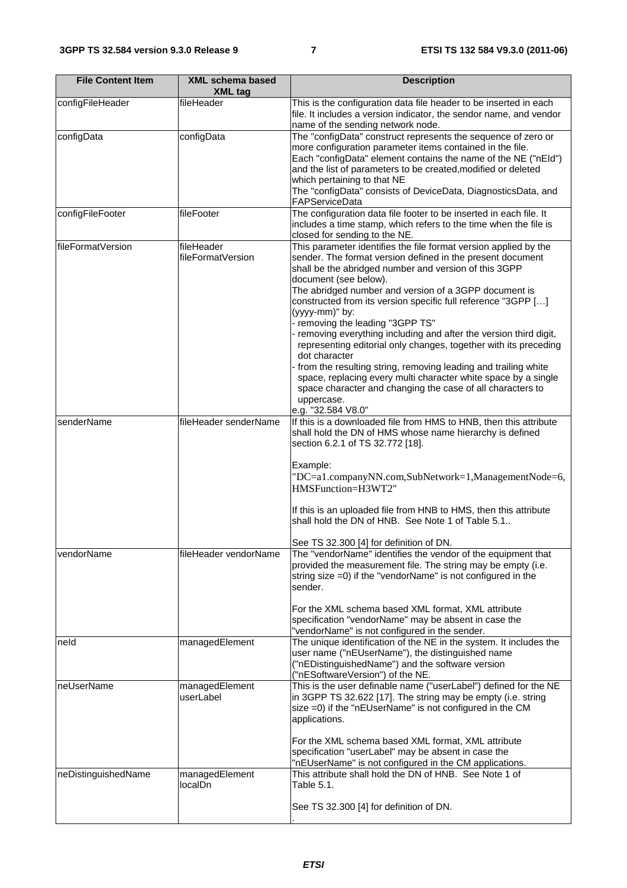| File Content Item | XML schema based XML tag | Description |
|---|---|---|
| configFileHeader | fileHeader | This is the configuration data file header to be inserted in each file. It includes a version indicator, the sendor name, and vendor name of the sending network node. |
| configData | configData | The "configData" construct represents the sequence of zero or more configuration parameter items contained in the file. Each "configData" element contains the name of the NE ("nEId") and the list of parameters to be created,modified or deleted which pertaining to that NE The "configData" consists of DeviceData, DiagnosticsData, and FAPServiceData |
| configFileFooter | fileFooter | The configuration data file footer to be inserted in each file. It includes a time stamp, which refers to the time when the file is closed for sending to the NE. |
| fileFormatVersion | fileHeader fileFormatVersion | This parameter identifies the file format version applied by the sender. The format version defined in the present document shall be the abridged number and version of this 3GPP document (see below).<br>The abridged number and version of a 3GPP document is constructed from its version specific full reference "3GPP […] (yyyy-mm)" by:<br>- removing the leading "3GPP TS"<br>- removing everything including and after the version third digit, representing editorial only changes, together with its preceding dot character<br>- from the resulting string, removing leading and trailing white space, replacing every multi character white space by a single space character and changing the case of all characters to uppercase.<br>e.g. "32.584 V8.0" |
| senderName | fileHeader senderName | If this is a downloaded file from HMS to HNB, then this attribute shall hold the DN of HMS whose name hierarchy is defined section 6.2.1 of TS 32.772 [18].<br><br>Example:<br>"DC=a1.companyNN.com,SubNetwork=1,ManagementNode=6, HMSFunction=H3WT2"<br><br>If this is an uploaded file from HNB to HMS, then this attribute shall hold the DN of HNB. See Note 1 of Table 5.1..<br><br>See TS 32.300 [4] for definition of DN. |
| vendorName | fileHeader vendorName | The "vendorName" identifies the vendor of the equipment that provided the measurement file. The string may be empty (i.e. string size =0) if the "vendorName" is not configured in the sender.<br><br>For the XML schema based XML format, XML attribute specification "vendorName" may be absent in case the "vendorName" is not configured in the sender. |
| neId | managedElement | The unique identification of the NE in the system. It includes the user name ("nEUserName"), the distinguished name ("nEDistinguishedName") and the software version ("nESoftwareVersion") of the NE. |
| neUserName | managedElement userLabel | This is the user definable name ("userLabel") defined for the NE in 3GPP TS 32.622 [17]. The string may be empty (i.e. string size =0) if the "nEUserName" is not configured in the CM applications.<br><br>For the XML schema based XML format, XML attribute specification "userLabel" may be absent in case the "nEUserName" is not configured in the CM applications. |
| neDistinguishedName | managedElement localDn | This attribute shall hold the DN of HNB. See Note 1 of Table 5.1.<br><br>See TS 32.300 [4] for definition of DN.<br>. |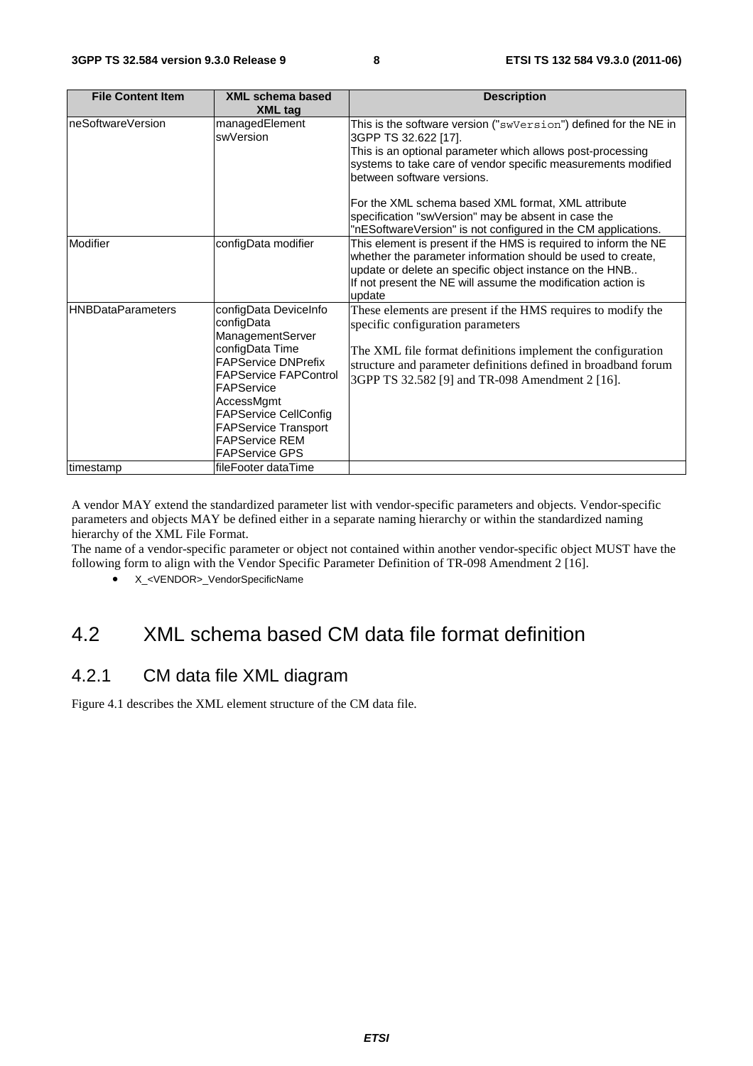| File Content Item | XML schema based XML tag | Description |
|---|---|---|
| neSoftwareVersion | managedElement swVersion | This is the software version ("swVersion") defined for the NE in 3GPP TS 32.622 [17].<br>This is an optional parameter which allows post-processing systems to take care of vendor specific measurements modified between software versions.<br><br>For the XML schema based XML format, XML attribute specification "swVersion" may be absent in case the "nESoftwareVersion" is not configured in the CM applications. |
| Modifier | configData modifier | This element is present if the HMS is required to inform the NE whether the parameter information should be used to create, update or delete an specific object instance on the HNB..<br>If not present the NE will assume the modification action is update |
| HNBDataParameters | configData DeviceInfo<br>configData ManagementServer<br>configData Time<br>FAPService DNPrefix<br>FAPService FAPControl<br>FAPService AccessMgmt<br>FAPService CellConfig<br>FAPService Transport<br>FAPService REM<br>FAPService GPS | These elements are present if the HMS requires to modify the specific configuration parameters<br><br>The XML file format definitions implement the configuration structure and parameter definitions defined in broadband forum 3GPP TS 32.582 [9] and TR-098 Amendment 2 [16]. |
| timestamp | fileFooter dataTime | |

A vendor MAY extend the standardized parameter list with vendor-specific parameters and objects. Vendor-specific parameters and objects MAY be defined either in a separate naming hierarchy or within the standardized naming hierarchy of the XML File Format.
The name of a vendor-specific parameter or object not contained within another vendor-specific object MUST have the following form to align with the Vendor Specific Parameter Definition of TR-098 Amendment 2 [16].

- X_<VENDOR>_VendorSpecificName

## 4.2 XML schema based CM data file format definition

### 4.2.1 CM data file XML diagram

Figure 4.1 describes the XML element structure of the CM data file.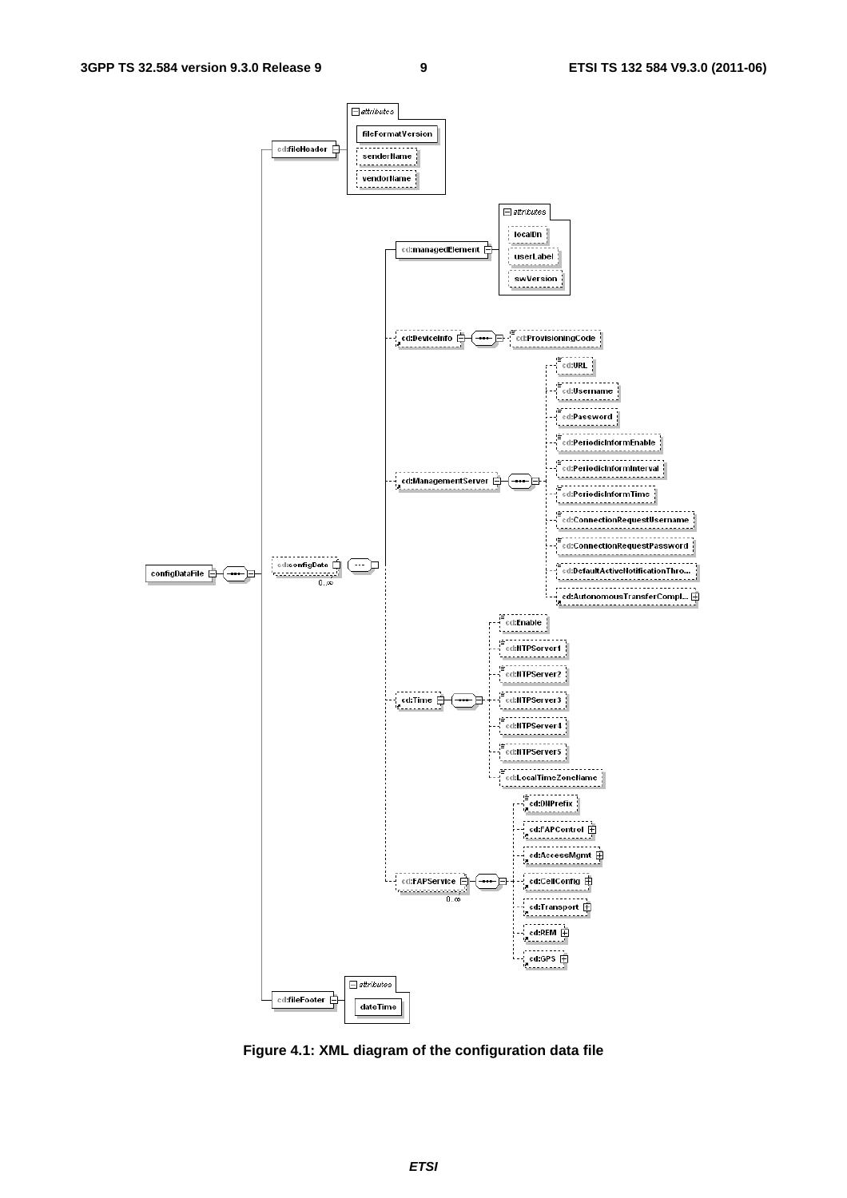Figure 4.1: XML diagram of the configuration data file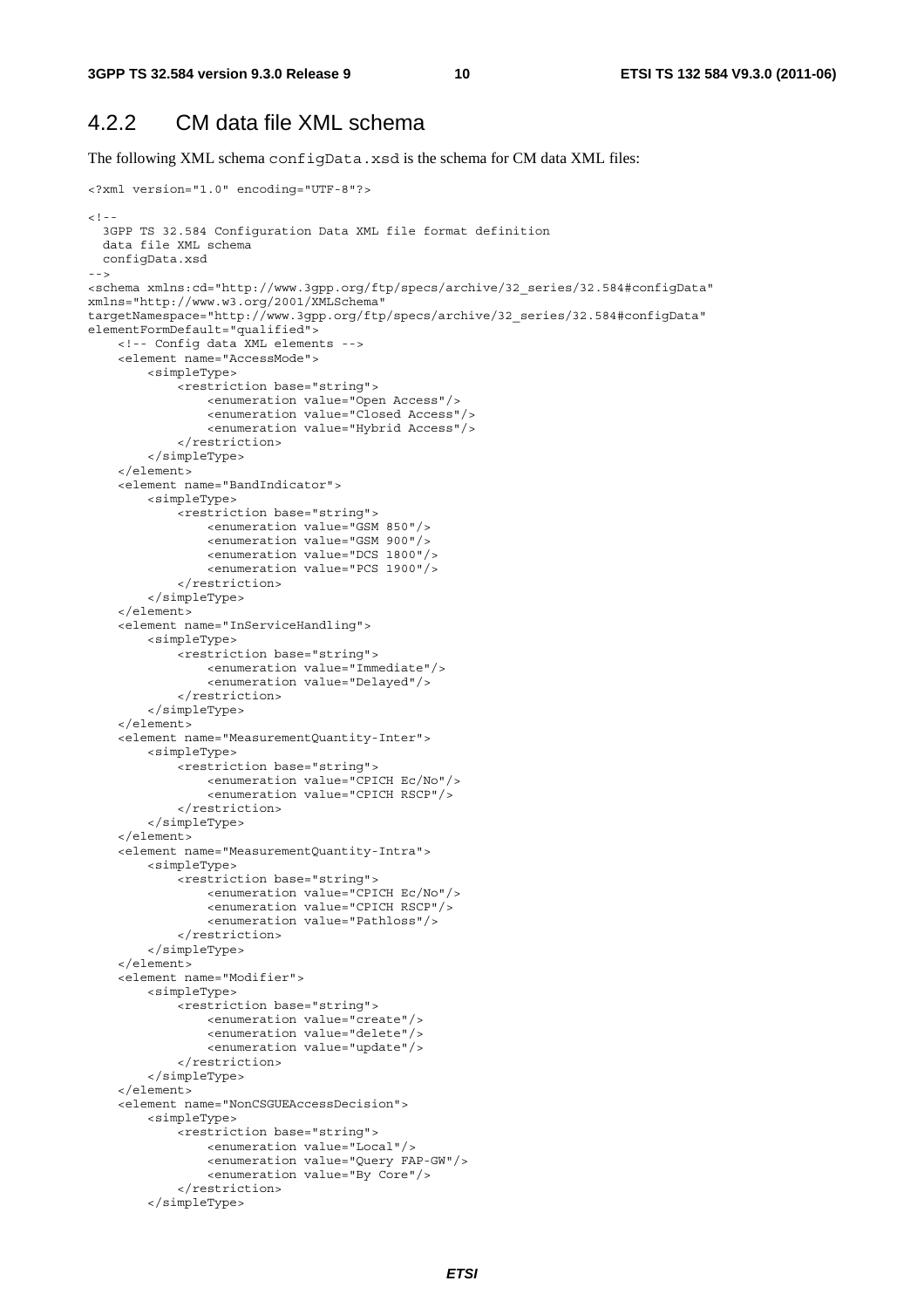## 4.2.2 CM data file XML schema

The following XML schema configData.xsd is the schema for CM data XML files:

```
<?xml version="1.0" encoding="UTF-8"?>

<!--
  3GPP TS 32.584 Configuration Data XML file format definition
  data file XML schema
  configData.xsd
-->
<schema xmlns:cd="http://www.3gpp.org/ftp/specs/archive/32_series/32.584#configData"
xmlns="http://www.w3.org/2001/XMLSchema"
targetNamespace="http://www.3gpp.org/ftp/specs/archive/32_series/32.584#configData"
elementFormDefault="qualified">
    <!-- Config data XML elements -->
    <element name="AccessMode">
        <simpleType>
            <restriction base="string">
                <enumeration value="Open Access"/>
                <enumeration value="Closed Access"/>
                <enumeration value="Hybrid Access"/>
            </restriction>
        </simpleType>
    </element>
    <element name="BandIndicator">
        <simpleType>
            <restriction base="string">
                <enumeration value="GSM 850"/>
                <enumeration value="GSM 900"/>
                <enumeration value="DCS 1800"/>
                <enumeration value="PCS 1900"/>
            </restriction>
        </simpleType>
    </element>
    <element name="InServiceHandling">
        <simpleType>
            <restriction base="string">
                <enumeration value="Immediate"/>
                <enumeration value="Delayed"/>
            </restriction>
        </simpleType>
    </element>
    <element name="MeasurementQuantity-Inter">
        <simpleType>
            <restriction base="string">
                <enumeration value="CPICH Ec/No"/>
                <enumeration value="CPICH RSCP"/>
            </restriction>
        </simpleType>
    </element>
    <element name="MeasurementQuantity-Intra">
        <simpleType>
            <restriction base="string">
                <enumeration value="CPICH Ec/No"/>
                <enumeration value="CPICH RSCP"/>
                <enumeration value="Pathloss"/>
            </restriction>
        </simpleType>
    </element>
    <element name="Modifier">
        <simpleType>
            <restriction base="string">
                <enumeration value="create"/>
                <enumeration value="delete"/>
                <enumeration value="update"/>
            </restriction>
        </simpleType>
    </element>
    <element name="NonCSGUEAccessDecision">
        <simpleType>
            <restriction base="string">
                <enumeration value="Local"/>
                <enumeration value="Query FAP-GW"/>
                <enumeration value="By Core"/>
            </restriction>
        </simpleType>
```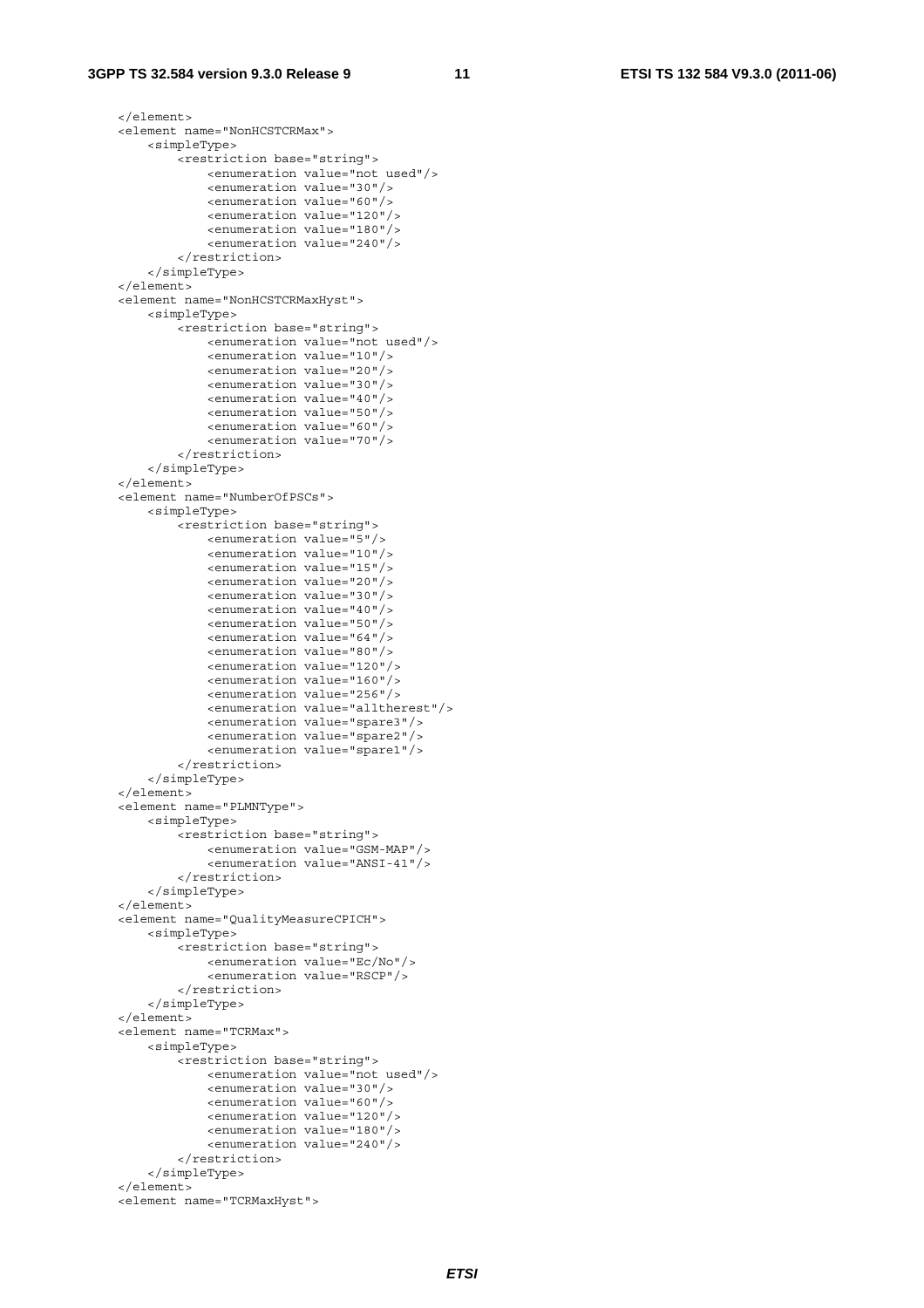```
    </element>
    <element name="NonHCSTCRMax">
        <simpleType>
            <restriction base="string">
                <enumeration value="not used"/>
                <enumeration value="30"/>
                <enumeration value="60"/>
                <enumeration value="120"/>
                <enumeration value="180"/>
                <enumeration value="240"/>
            </restriction>
        </simpleType>
    </element>
    <element name="NonHCSTCRMaxHyst">
        <simpleType>
            <restriction base="string">
                <enumeration value="not used"/>
                <enumeration value="10"/>
                <enumeration value="20"/>
                <enumeration value="30"/>
                <enumeration value="40"/>
                <enumeration value="50"/>
                <enumeration value="60"/>
                <enumeration value="70"/>
            </restriction>
        </simpleType>
    </element>
    <element name="NumberOfPSCs">
        <simpleType>
            <restriction base="string">
                <enumeration value="5"/>
                <enumeration value="10"/>
                <enumeration value="15"/>
                <enumeration value="20"/>
                <enumeration value="30"/>
                <enumeration value="40"/>
                <enumeration value="50"/>
                <enumeration value="64"/>
                <enumeration value="80"/>
                <enumeration value="120"/>
                <enumeration value="160"/>
                <enumeration value="256"/>
                <enumeration value="alltherest"/>
                <enumeration value="spare3"/>
                <enumeration value="spare2"/>
                <enumeration value="spare1"/>
            </restriction>
        </simpleType>
    </element>
    <element name="PLMNType">
        <simpleType>
            <restriction base="string">
                <enumeration value="GSM-MAP"/>
                <enumeration value="ANSI-41"/>
            </restriction>
        </simpleType>
    </element>
    <element name="QualityMeasureCPICH">
        <simpleType>
            <restriction base="string">
                <enumeration value="Ec/No"/>
                <enumeration value="RSCP"/>
            </restriction>
        </simpleType>
    </element>
    <element name="TCRMax">
        <simpleType>
            <restriction base="string">
                <enumeration value="not used"/>
                <enumeration value="30"/>
                <enumeration value="60"/>
                <enumeration value="120"/>
                <enumeration value="180"/>
                <enumeration value="240"/>
            </restriction>
        </simpleType>
    </element>
    <element name="TCRMaxHyst">
```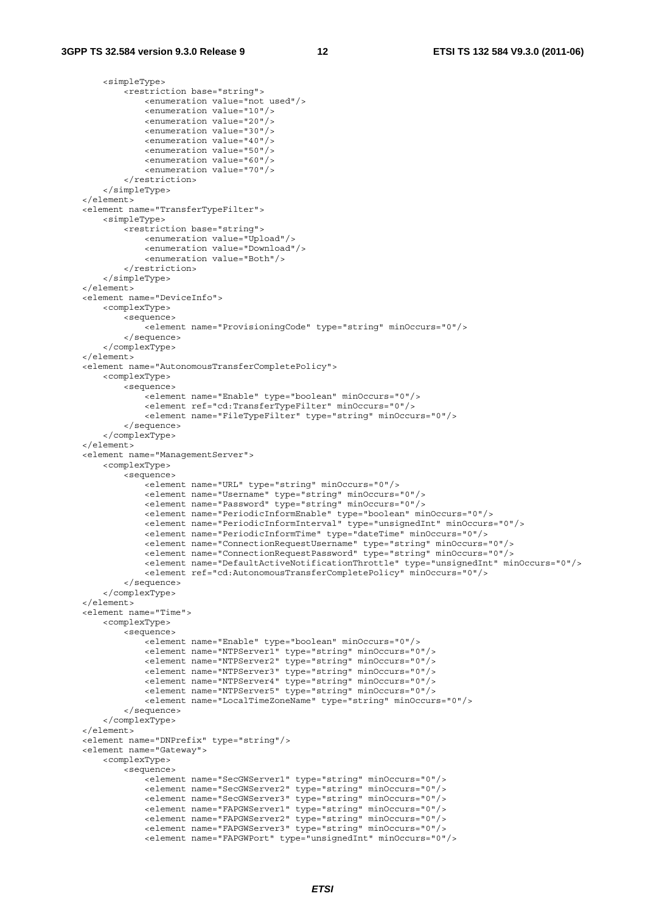```
        <simpleType>
            <restriction base="string">
                <enumeration value="not used"/>
                <enumeration value="10"/>
                <enumeration value="20"/>
                <enumeration value="30"/>
                <enumeration value="40"/>
                <enumeration value="50"/>
                <enumeration value="60"/>
                <enumeration value="70"/>
            </restriction>
        </simpleType>
    </element>
    <element name="TransferTypeFilter">
        <simpleType>
            <restriction base="string">
                <enumeration value="Upload"/>
                <enumeration value="Download"/>
                <enumeration value="Both"/>
            </restriction>
        </simpleType>
    </element>
    <element name="DeviceInfo">
        <complexType>
            <sequence>
                <element name="ProvisioningCode" type="string" minOccurs="0"/>
            </sequence>
        </complexType>
    </element>
    <element name="AutonomousTransferCompletePolicy">
        <complexType>
            <sequence>
                <element name="Enable" type="boolean" minOccurs="0"/>
                <element ref="cd:TransferTypeFilter" minOccurs="0"/>
                <element name="FileTypeFilter" type="string" minOccurs="0"/>
            </sequence>
        </complexType>
    </element>
    <element name="ManagementServer">
        <complexType>
            <sequence>
                <element name="URL" type="string" minOccurs="0"/>
                <element name="Username" type="string" minOccurs="0"/>
                <element name="Password" type="string" minOccurs="0"/>
                <element name="PeriodicInformEnable" type="boolean" minOccurs="0"/>
                <element name="PeriodicInformInterval" type="unsignedInt" minOccurs="0"/>
                <element name="PeriodicInformTime" type="dateTime" minOccurs="0"/>
                <element name="ConnectionRequestUsername" type="string" minOccurs="0"/>
                <element name="ConnectionRequestPassword" type="string" minOccurs="0"/>
                <element name="DefaultActiveNotificationThrottle" type="unsignedInt" minOccurs="0"/>
                <element ref="cd:AutonomousTransferCompletePolicy" minOccurs="0"/>
            </sequence>
        </complexType>
    </element>
    <element name="Time">
        <complexType>
            <sequence>
                <element name="Enable" type="boolean" minOccurs="0"/>
                <element name="NTPServer1" type="string" minOccurs="0"/>
                <element name="NTPServer2" type="string" minOccurs="0"/>
                <element name="NTPServer3" type="string" minOccurs="0"/>
                <element name="NTPServer4" type="string" minOccurs="0"/>
                <element name="NTPServer5" type="string" minOccurs="0"/>
                <element name="LocalTimeZoneName" type="string" minOccurs="0"/>
            </sequence>
        </complexType>
    </element>
    <element name="DNPrefix" type="string"/>
    <element name="Gateway">
        <complexType>
            <sequence>
                <element name="SecGWServer1" type="string" minOccurs="0"/>
                <element name="SecGWServer2" type="string" minOccurs="0"/>
                <element name="SecGWServer3" type="string" minOccurs="0"/>
                <element name="FAPGWServer1" type="string" minOccurs="0"/>
                <element name="FAPGWServer2" type="string" minOccurs="0"/>
                <element name="FAPGWServer3" type="string" minOccurs="0"/>
                <element name="FAPGWPort" type="unsignedInt" minOccurs="0"/>
```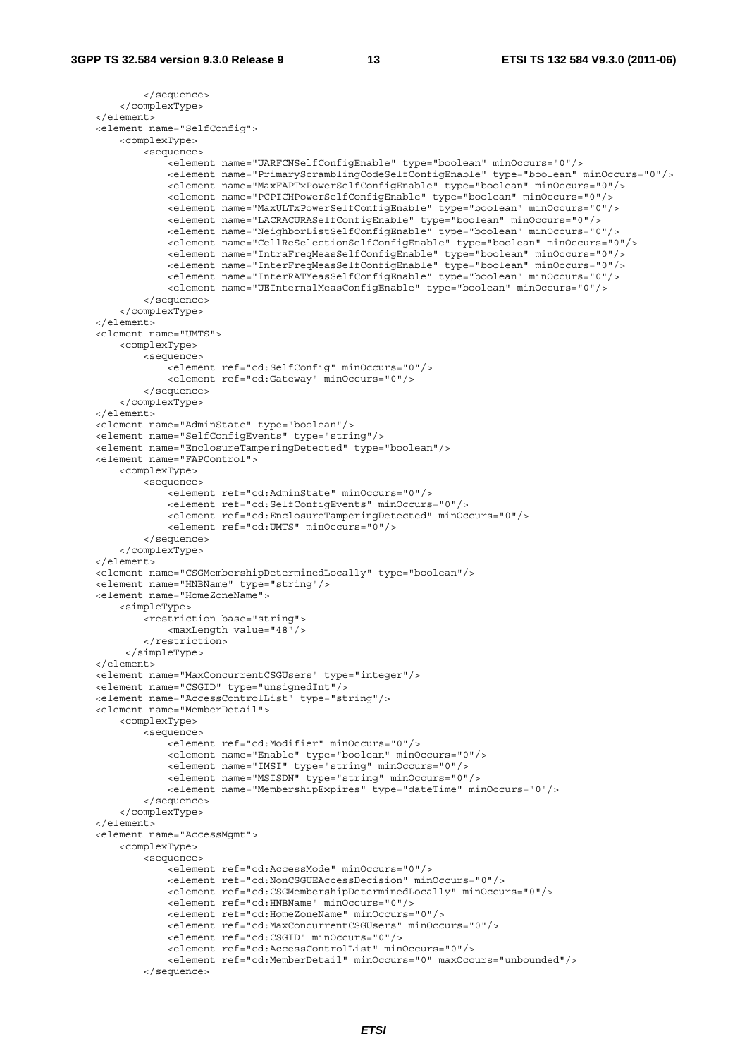```
            </sequence>
        </complexType>
    </element>
    <element name="SelfConfig">
        <complexType>
            <sequence>
                <element name="UARFCNSelfConfigEnable" type="boolean" minOccurs="0"/>
                <element name="PrimaryScramblingCodeSelfConfigEnable" type="boolean" minOccurs="0"/>
                <element name="MaxFAPTxPowerSelfConfigEnable" type="boolean" minOccurs="0"/>
                <element name="PCPICHPowerSelfConfigEnable" type="boolean" minOccurs="0"/>
                <element name="MaxULTxPowerSelfConfigEnable" type="boolean" minOccurs="0"/>
                <element name="LACRACURASelfConfigEnable" type="boolean" minOccurs="0"/>
                <element name="NeighborListSelfConfigEnable" type="boolean" minOccurs="0"/>
                <element name="CellReSelectionSelfConfigEnable" type="boolean" minOccurs="0"/>
                <element name="IntraFreqMeasSelfConfigEnable" type="boolean" minOccurs="0"/>
                <element name="InterFreqMeasSelfConfigEnable" type="boolean" minOccurs="0"/>
                <element name="InterRATMeasSelfConfigEnable" type="boolean" minOccurs="0"/>
                <element name="UEInternalMeasConfigEnable" type="boolean" minOccurs="0"/>
            </sequence>
        </complexType>
    </element>
    <element name="UMTS">
        <complexType>
            <sequence>
                <element ref="cd:SelfConfig" minOccurs="0"/>
                <element ref="cd:Gateway" minOccurs="0"/>
            </sequence>
        </complexType>
    </element>
    <element name="AdminState" type="boolean"/>
    <element name="SelfConfigEvents" type="string"/>
    <element name="EnclosureTamperingDetected" type="boolean"/>
    <element name="FAPControl">
        <complexType>
            <sequence>
                <element ref="cd:AdminState" minOccurs="0"/>
                <element ref="cd:SelfConfigEvents" minOccurs="0"/>
                <element ref="cd:EnclosureTamperingDetected" minOccurs="0"/>
                <element ref="cd:UMTS" minOccurs="0"/>
            </sequence>
        </complexType>
    </element>
    <element name="CSGMembershipDeterminedLocally" type="boolean"/>
    <element name="HNBName" type="string"/>
    <element name="HomeZoneName">
        <simpleType>
            <restriction base="string">
                <maxLength value="48"/>
            </restriction>
         </simpleType>
    </element>
    <element name="MaxConcurrentCSGUsers" type="integer"/>
    <element name="CSGID" type="unsignedInt"/>
    <element name="AccessControlList" type="string"/>
    <element name="MemberDetail">
        <complexType>
            <sequence>
                <element ref="cd:Modifier" minOccurs="0"/>
                <element name="Enable" type="boolean" minOccurs="0"/>
                <element name="IMSI" type="string" minOccurs="0"/>
                <element name="MSISDN" type="string" minOccurs="0"/>
                <element name="MembershipExpires" type="dateTime" minOccurs="0"/>
            </sequence>
        </complexType>
    </element>
    <element name="AccessMgmt">
        <complexType>
            <sequence>
                <element ref="cd:AccessMode" minOccurs="0"/>
                <element ref="cd:NonCSGUEAccessDecision" minOccurs="0"/>
                <element ref="cd:CSGMembershipDeterminedLocally" minOccurs="0"/>
                <element ref="cd:HNBName" minOccurs="0"/>
                <element ref="cd:HomeZoneName" minOccurs="0"/>
                <element ref="cd:MaxConcurrentCSGUsers" minOccurs="0"/>
                <element ref="cd:CSGID" minOccurs="0"/>
                <element ref="cd:AccessControlList" minOccurs="0"/>
                <element ref="cd:MemberDetail" minOccurs="0" maxOccurs="unbounded"/>
            </sequence>
```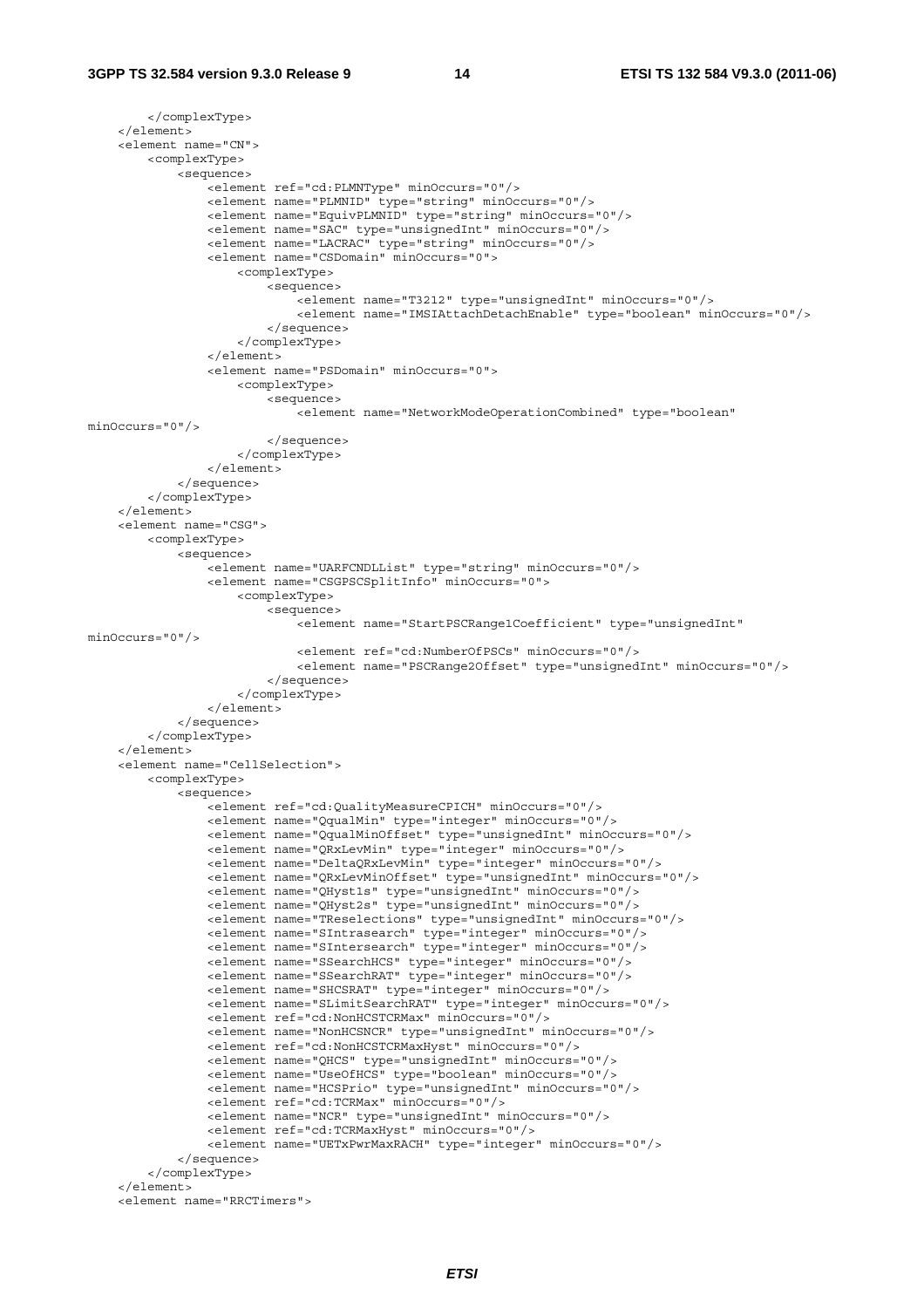```xml
        </complexType>
    </element>
    <element name="CN">
        <complexType>
            <sequence>
                <element ref="cd:PLMNType" minOccurs="0"/>
                <element name="PLMNID" type="string" minOccurs="0"/>
                <element name="EquivPLMNID" type="string" minOccurs="0"/>
                <element name="SAC" type="unsignedInt" minOccurs="0"/>
                <element name="LACRAC" type="string" minOccurs="0"/>
                <element name="CSDomain" minOccurs="0">
                    <complexType>
                        <sequence>
                            <element name="T3212" type="unsignedInt" minOccurs="0"/>
                            <element name="IMSIAttachDetachEnable" type="boolean" minOccurs="0"/>
                        </sequence>
                    </complexType>
                </element>
                <element name="PSDomain" minOccurs="0">
                    <complexType>
                        <sequence>
                            <element name="NetworkModeOperationCombined" type="boolean"
minOccurs="0"/>
                        </sequence>
                    </complexType>
                </element>
            </sequence>
        </complexType>
    </element>
    <element name="CSG">
        <complexType>
            <sequence>
                <element name="UARFCNDLList" type="string" minOccurs="0"/>
                <element name="CSGPSCSplitInfo" minOccurs="0">
                    <complexType>
                        <sequence>
                            <element name="StartPSCRange1Coefficient" type="unsignedInt"
minOccurs="0"/>
                            <element ref="cd:NumberOfPSCs" minOccurs="0"/>
                            <element name="PSCRange2Offset" type="unsignedInt" minOccurs="0"/>
                        </sequence>
                    </complexType>
                </element>
            </sequence>
        </complexType>
    </element>
    <element name="CellSelection">
        <complexType>
            <sequence>
                <element ref="cd:QualityMeasureCPICH" minOccurs="0"/>
                <element name="QqualMin" type="integer" minOccurs="0"/>
                <element name="QqualMinOffset" type="unsignedInt" minOccurs="0"/>
                <element name="QRxLevMin" type="integer" minOccurs="0"/>
                <element name="DeltaQRxLevMin" type="integer" minOccurs="0"/>
                <element name="QRxLevMinOffset" type="unsignedInt" minOccurs="0"/>
                <element name="QHyst1s" type="unsignedInt" minOccurs="0"/>
                <element name="QHyst2s" type="unsignedInt" minOccurs="0"/>
                <element name="TReselections" type="unsignedInt" minOccurs="0"/>
                <element name="SIntrasearch" type="integer" minOccurs="0"/>
                <element name="SIntersearch" type="integer" minOccurs="0"/>
                <element name="SSearchHCS" type="integer" minOccurs="0"/>
                <element name="SSearchRAT" type="integer" minOccurs="0"/>
                <element name="SHCSRAT" type="integer" minOccurs="0"/>
                <element name="SLimitSearchRAT" type="integer" minOccurs="0"/>
                <element ref="cd:NonHCSTCRMax" minOccurs="0"/>
                <element name="NonHCSNCR" type="unsignedInt" minOccurs="0"/>
                <element ref="cd:NonHCSTCRMaxHyst" minOccurs="0"/>
                <element name="QHCS" type="unsignedInt" minOccurs="0"/>
                <element name="UseOfHCS" type="boolean" minOccurs="0"/>
                <element name="HCSPrio" type="unsignedInt" minOccurs="0"/>
                <element ref="cd:TCRMax" minOccurs="0"/>
                <element name="NCR" type="unsignedInt" minOccurs="0"/>
                <element ref="cd:TCRMaxHyst" minOccurs="0"/>
                <element name="UETxPwrMaxRACH" type="integer" minOccurs="0"/>
            </sequence>
        </complexType>
    </element>
    <element name="RRCTimers">
```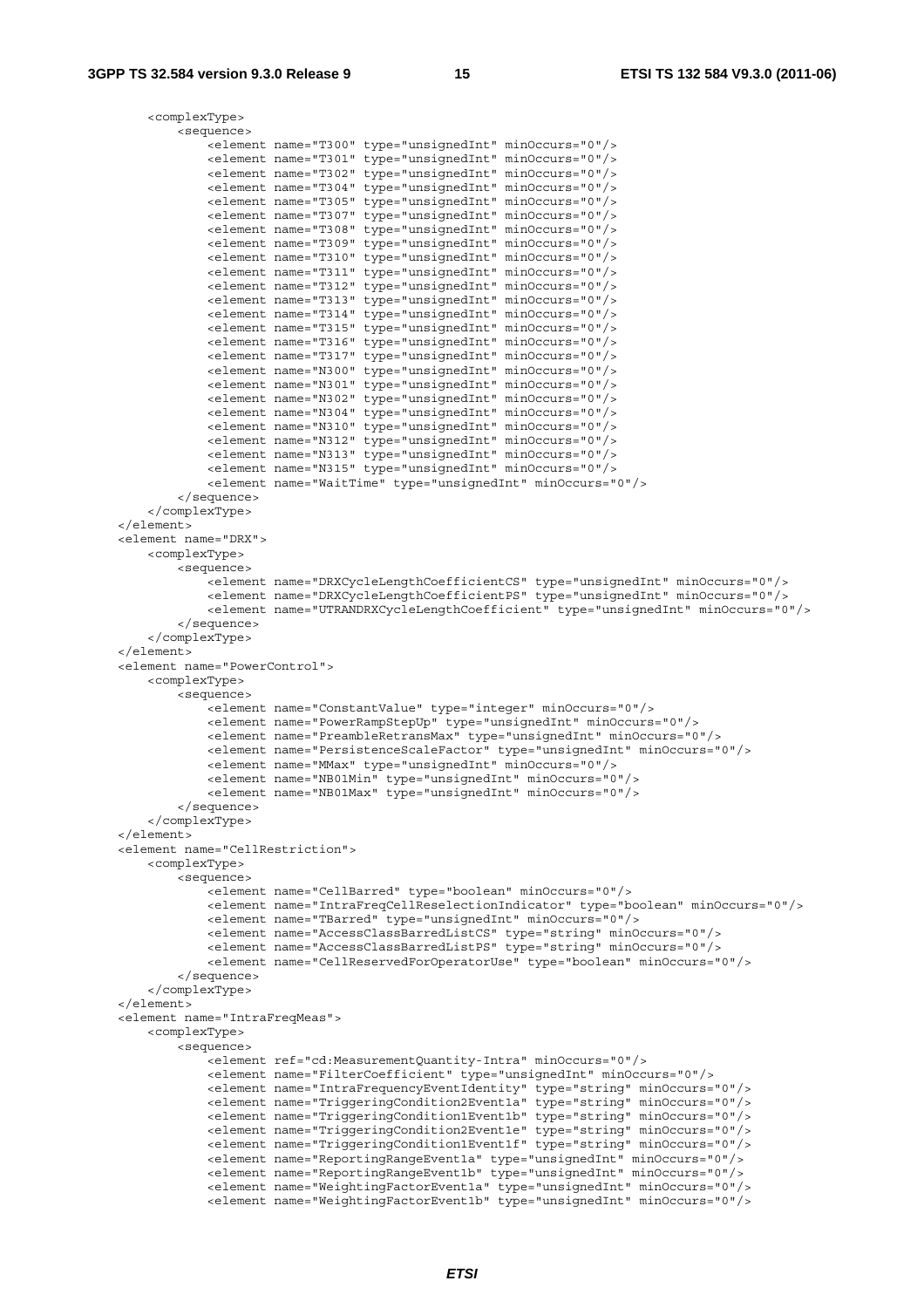```
            <complexType>
                <sequence>
                    <element name="T300" type="unsignedInt" minOccurs="0"/>
                    <element name="T301" type="unsignedInt" minOccurs="0"/>
                    <element name="T302" type="unsignedInt" minOccurs="0"/>
                    <element name="T304" type="unsignedInt" minOccurs="0"/>
                    <element name="T305" type="unsignedInt" minOccurs="0"/>
                    <element name="T307" type="unsignedInt" minOccurs="0"/>
                    <element name="T308" type="unsignedInt" minOccurs="0"/>
                    <element name="T309" type="unsignedInt" minOccurs="0"/>
                    <element name="T310" type="unsignedInt" minOccurs="0"/>
                    <element name="T311" type="unsignedInt" minOccurs="0"/>
                    <element name="T312" type="unsignedInt" minOccurs="0"/>
                    <element name="T313" type="unsignedInt" minOccurs="0"/>
                    <element name="T314" type="unsignedInt" minOccurs="0"/>
                    <element name="T315" type="unsignedInt" minOccurs="0"/>
                    <element name="T316" type="unsignedInt" minOccurs="0"/>
                    <element name="T317" type="unsignedInt" minOccurs="0"/>
                    <element name="N300" type="unsignedInt" minOccurs="0"/>
                    <element name="N301" type="unsignedInt" minOccurs="0"/>
                    <element name="N302" type="unsignedInt" minOccurs="0"/>
                    <element name="N304" type="unsignedInt" minOccurs="0"/>
                    <element name="N310" type="unsignedInt" minOccurs="0"/>
                    <element name="N312" type="unsignedInt" minOccurs="0"/>
                    <element name="N313" type="unsignedInt" minOccurs="0"/>
                    <element name="N315" type="unsignedInt" minOccurs="0"/>
                    <element name="WaitTime" type="unsignedInt" minOccurs="0"/>
                </sequence>
            </complexType>
        </element>
        <element name="DRX">
            <complexType>
                <sequence>
                    <element name="DRXCycleLengthCoefficientCS" type="unsignedInt" minOccurs="0"/>
                    <element name="DRXCycleLengthCoefficientPS" type="unsignedInt" minOccurs="0"/>
                    <element name="UTRANDRXCycleLengthCoefficient" type="unsignedInt" minOccurs="0"/>
                </sequence>
            </complexType>
        </element>
        <element name="PowerControl">
            <complexType>
                <sequence>
                    <element name="ConstantValue" type="integer" minOccurs="0"/>
                    <element name="PowerRampStepUp" type="unsignedInt" minOccurs="0"/>
                    <element name="PreambleRetransMax" type="unsignedInt" minOccurs="0"/>
                    <element name="PersistenceScaleFactor" type="unsignedInt" minOccurs="0"/>
                    <element name="MMax" type="unsignedInt" minOccurs="0"/>
                    <element name="NB01Min" type="unsignedInt" minOccurs="0"/>
                    <element name="NB01Max" type="unsignedInt" minOccurs="0"/>
                </sequence>
            </complexType>
        </element>
        <element name="CellRestriction">
            <complexType>
                <sequence>
                    <element name="CellBarred" type="boolean" minOccurs="0"/>
                    <element name="IntraFreqCellReselectionIndicator" type="boolean" minOccurs="0"/>
                    <element name="TBarred" type="unsignedInt" minOccurs="0"/>
                    <element name="AccessClassBarredListCS" type="string" minOccurs="0"/>
                    <element name="AccessClassBarredListPS" type="string" minOccurs="0"/>
                    <element name="CellReservedForOperatorUse" type="boolean" minOccurs="0"/>
                </sequence>
            </complexType>
        </element>
        <element name="IntraFreqMeas">
            <complexType>
                <sequence>
                    <element ref="cd:MeasurementQuantity-Intra" minOccurs="0"/>
                    <element name="FilterCoefficient" type="unsignedInt" minOccurs="0"/>
                    <element name="IntraFrequencyEventIdentity" type="string" minOccurs="0"/>
                    <element name="TriggeringCondition2Event1a" type="string" minOccurs="0"/>
                    <element name="TriggeringCondition1Event1b" type="string" minOccurs="0"/>
                    <element name="TriggeringCondition2Event1e" type="string" minOccurs="0"/>
                    <element name="TriggeringCondition1Event1f" type="string" minOccurs="0"/>
                    <element name="ReportingRangeEvent1a" type="unsignedInt" minOccurs="0"/>
                    <element name="ReportingRangeEvent1b" type="unsignedInt" minOccurs="0"/>
                    <element name="WeightingFactorEvent1a" type="unsignedInt" minOccurs="0"/>
                    <element name="WeightingFactorEvent1b" type="unsignedInt" minOccurs="0"/>
```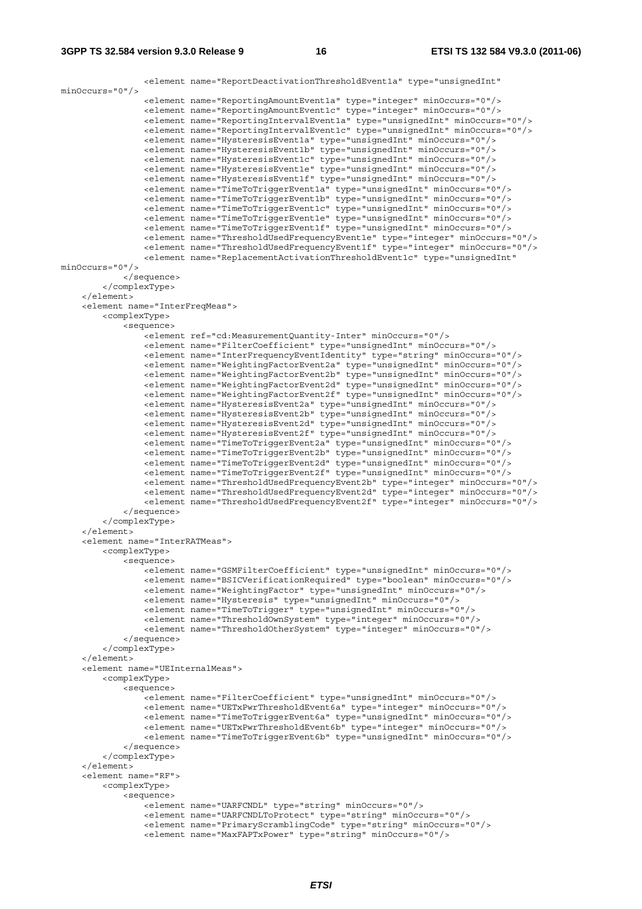```
                <element name="ReportDeactivationThresholdEvent1a" type="unsignedInt"
minOccurs="0"/>
                <element name="ReportingAmountEvent1a" type="integer" minOccurs="0"/>
                <element name="ReportingAmountEvent1c" type="integer" minOccurs="0"/>
                <element name="ReportingIntervalEvent1a" type="unsignedInt" minOccurs="0"/>
                <element name="ReportingIntervalEvent1c" type="unsignedInt" minOccurs="0"/>
                <element name="HysteresisEvent1a" type="unsignedInt" minOccurs="0"/>
                <element name="HysteresisEvent1b" type="unsignedInt" minOccurs="0"/>
                <element name="HysteresisEvent1c" type="unsignedInt" minOccurs="0"/>
                <element name="HysteresisEvent1e" type="unsignedInt" minOccurs="0"/>
                <element name="HysteresisEvent1f" type="unsignedInt" minOccurs="0"/>
                <element name="TimeToTriggerEvent1a" type="unsignedInt" minOccurs="0"/>
                <element name="TimeToTriggerEvent1b" type="unsignedInt" minOccurs="0"/>
                <element name="TimeToTriggerEvent1c" type="unsignedInt" minOccurs="0"/>
                <element name="TimeToTriggerEvent1e" type="unsignedInt" minOccurs="0"/>
                <element name="TimeToTriggerEvent1f" type="unsignedInt" minOccurs="0"/>
                <element name="ThresholdUsedFrequencyEvent1e" type="integer" minOccurs="0"/>
                <element name="ThresholdUsedFrequencyEvent1f" type="integer" minOccurs="0"/>
                <element name="ReplacementActivationThresholdEvent1c" type="unsignedInt"
minOccurs="0"/>
            </sequence>
        </complexType>
    </element>
    <element name="InterFreqMeas">
        <complexType>
            <sequence>
                <element ref="cd:MeasurementQuantity-Inter" minOccurs="0"/>
                <element name="FilterCoefficient" type="unsignedInt" minOccurs="0"/>
                <element name="InterFrequencyEventIdentity" type="string" minOccurs="0"/>
                <element name="WeightingFactorEvent2a" type="unsignedInt" minOccurs="0"/>
                <element name="WeightingFactorEvent2b" type="unsignedInt" minOccurs="0"/>
                <element name="WeightingFactorEvent2d" type="unsignedInt" minOccurs="0"/>
                <element name="WeightingFactorEvent2f" type="unsignedInt" minOccurs="0"/>
                <element name="HysteresisEvent2a" type="unsignedInt" minOccurs="0"/>
                <element name="HysteresisEvent2b" type="unsignedInt" minOccurs="0"/>
                <element name="HysteresisEvent2d" type="unsignedInt" minOccurs="0"/>
                <element name="HysteresisEvent2f" type="unsignedInt" minOccurs="0"/>
                <element name="TimeToTriggerEvent2a" type="unsignedInt" minOccurs="0"/>
                <element name="TimeToTriggerEvent2b" type="unsignedInt" minOccurs="0"/>
                <element name="TimeToTriggerEvent2d" type="unsignedInt" minOccurs="0"/>
                <element name="TimeToTriggerEvent2f" type="unsignedInt" minOccurs="0"/>
                <element name="ThresholdUsedFrequencyEvent2b" type="integer" minOccurs="0"/>
                <element name="ThresholdUsedFrequencyEvent2d" type="integer" minOccurs="0"/>
                <element name="ThresholdUsedFrequencyEvent2f" type="integer" minOccurs="0"/>
            </sequence>
        </complexType>
    </element>
    <element name="InterRATMeas">
        <complexType>
            <sequence>
                <element name="GSMFilterCoefficient" type="unsignedInt" minOccurs="0"/>
                <element name="BSICVerificationRequired" type="boolean" minOccurs="0"/>
                <element name="WeightingFactor" type="unsignedInt" minOccurs="0"/>
                <element name="Hysteresis" type="unsignedInt" minOccurs="0"/>
                <element name="TimeToTrigger" type="unsignedInt" minOccurs="0"/>
                <element name="ThresholdOwnSystem" type="integer" minOccurs="0"/>
                <element name="ThresholdOtherSystem" type="integer" minOccurs="0"/>
            </sequence>
        </complexType>
    </element>
    <element name="UEInternalMeas">
        <complexType>
            <sequence>
                <element name="FilterCoefficient" type="unsignedInt" minOccurs="0"/>
                <element name="UETxPwrThresholdEvent6a" type="integer" minOccurs="0"/>
                <element name="TimeToTriggerEvent6a" type="unsignedInt" minOccurs="0"/>
                <element name="UETxPwrThresholdEvent6b" type="integer" minOccurs="0"/>
                <element name="TimeToTriggerEvent6b" type="unsignedInt" minOccurs="0"/>
            </sequence>
        </complexType>
    </element>
    <element name="RF">
        <complexType>
            <sequence>
                <element name="UARFCNDL" type="string" minOccurs="0"/>
                <element name="UARFCNDLToProtect" type="string" minOccurs="0"/>
                <element name="PrimaryScramblingCode" type="string" minOccurs="0"/>
                <element name="MaxFAPTxPower" type="string" minOccurs="0"/>
```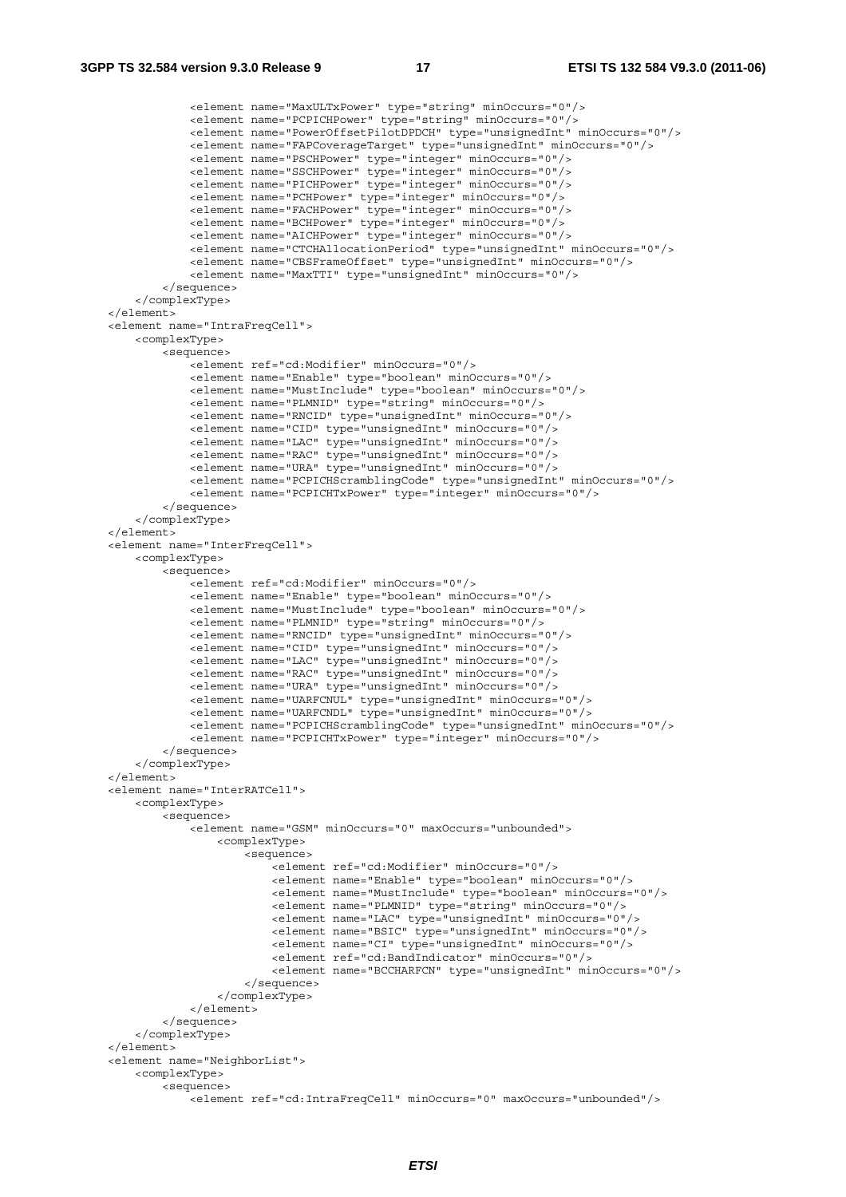```
            <element name="MaxULTxPower" type="string" minOccurs="0"/>
            <element name="PCPICHPower" type="string" minOccurs="0"/>
            <element name="PowerOffsetPilotDPDCH" type="unsignedInt" minOccurs="0"/>
            <element name="FAPCoverageTarget" type="unsignedInt" minOccurs="0"/>
            <element name="PSCHPower" type="integer" minOccurs="0"/>
            <element name="SSCHPower" type="integer" minOccurs="0"/>
            <element name="PICHPower" type="integer" minOccurs="0"/>
            <element name="PCHPower" type="integer" minOccurs="0"/>
            <element name="FACHPower" type="integer" minOccurs="0"/>
            <element name="BCHPower" type="integer" minOccurs="0"/>
            <element name="AICHPower" type="integer" minOccurs="0"/>
            <element name="CTCHAllocationPeriod" type="unsignedInt" minOccurs="0"/>
            <element name="CBSFrameOffset" type="unsignedInt" minOccurs="0"/>
            <element name="MaxTTI" type="unsignedInt" minOccurs="0"/>
        </sequence>
    </complexType>
</element>
<element name="IntraFreqCell">
    <complexType>
        <sequence>
            <element ref="cd:Modifier" minOccurs="0"/>
            <element name="Enable" type="boolean" minOccurs="0"/>
            <element name="MustInclude" type="boolean" minOccurs="0"/>
            <element name="PLMNID" type="string" minOccurs="0"/>
            <element name="RNCID" type="unsignedInt" minOccurs="0"/>
            <element name="CID" type="unsignedInt" minOccurs="0"/>
            <element name="LAC" type="unsignedInt" minOccurs="0"/>
            <element name="RAC" type="unsignedInt" minOccurs="0"/>
            <element name="URA" type="unsignedInt" minOccurs="0"/>
            <element name="PCPICHScramblingCode" type="unsignedInt" minOccurs="0"/>
            <element name="PCPICHTxPower" type="integer" minOccurs="0"/>
        </sequence>
    </complexType>
</element>
<element name="InterFreqCell">
    <complexType>
        <sequence>
            <element ref="cd:Modifier" minOccurs="0"/>
            <element name="Enable" type="boolean" minOccurs="0"/>
            <element name="MustInclude" type="boolean" minOccurs="0"/>
            <element name="PLMNID" type="string" minOccurs="0"/>
            <element name="RNCID" type="unsignedInt" minOccurs="0"/>
            <element name="CID" type="unsignedInt" minOccurs="0"/>
            <element name="LAC" type="unsignedInt" minOccurs="0"/>
            <element name="RAC" type="unsignedInt" minOccurs="0"/>
            <element name="URA" type="unsignedInt" minOccurs="0"/>
            <element name="UARFCNUL" type="unsignedInt" minOccurs="0"/>
            <element name="UARFCNDL" type="unsignedInt" minOccurs="0"/>
            <element name="PCPICHScramblingCode" type="unsignedInt" minOccurs="0"/>
            <element name="PCPICHTxPower" type="integer" minOccurs="0"/>
        </sequence>
    </complexType>
</element>
<element name="InterRATCell">
    <complexType>
        <sequence>
            <element name="GSM" minOccurs="0" maxOccurs="unbounded">
                <complexType>
                    <sequence>
                        <element ref="cd:Modifier" minOccurs="0"/>
                        <element name="Enable" type="boolean" minOccurs="0"/>
                        <element name="MustInclude" type="boolean" minOccurs="0"/>
                        <element name="PLMNID" type="string" minOccurs="0"/>
                        <element name="LAC" type="unsignedInt" minOccurs="0"/>
                        <element name="BSIC" type="unsignedInt" minOccurs="0"/>
                        <element name="CI" type="unsignedInt" minOccurs="0"/>
                        <element ref="cd:BandIndicator" minOccurs="0"/>
                        <element name="BCCHARFCN" type="unsignedInt" minOccurs="0"/>
                    </sequence>
                </complexType>
            </element>
        </sequence>
    </complexType>
</element>
<element name="NeighborList">
    <complexType>
        <sequence>
            <element ref="cd:IntraFreqCell" minOccurs="0" maxOccurs="unbounded"/>
```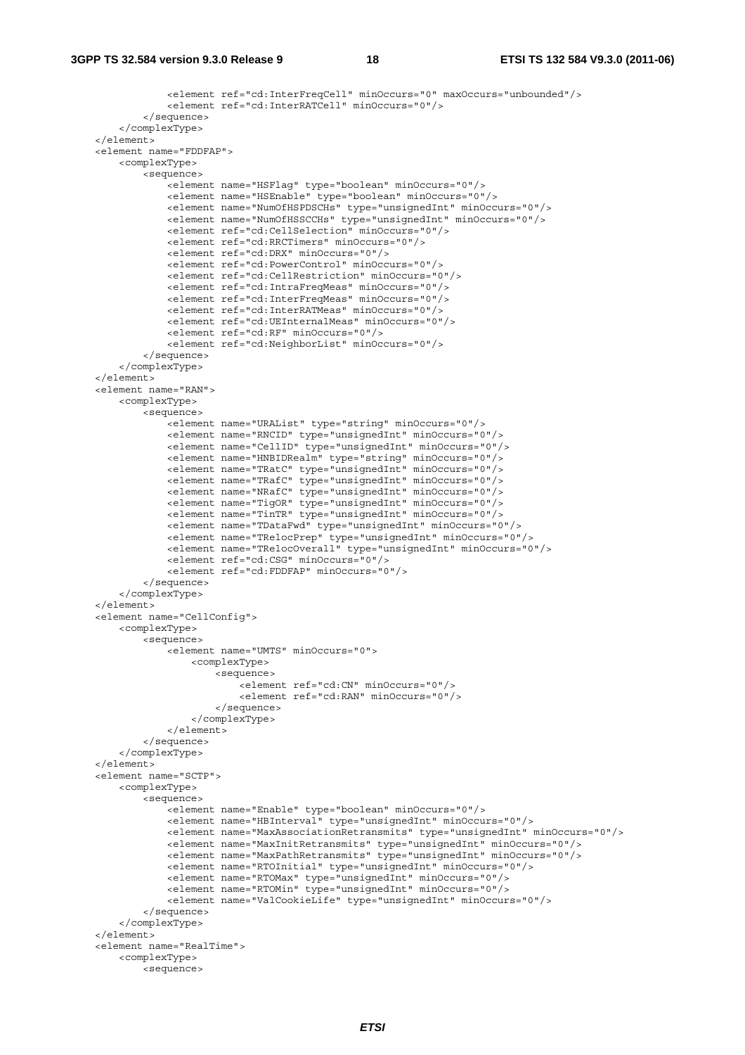```
            <element ref="cd:InterFreqCell" minOccurs="0" maxOccurs="unbounded"/>
            <element ref="cd:InterRATCell" minOccurs="0"/>
        </sequence>
    </complexType>
</element>
<element name="FDDFAP">
    <complexType>
        <sequence>
            <element name="HSFlag" type="boolean" minOccurs="0"/>
            <element name="HSEnable" type="boolean" minOccurs="0"/>
            <element name="NumOfHSPDSCHs" type="unsignedInt" minOccurs="0"/>
            <element name="NumOfHSSCCHs" type="unsignedInt" minOccurs="0"/>
            <element ref="cd:CellSelection" minOccurs="0"/>
            <element ref="cd:RRCTimers" minOccurs="0"/>
            <element ref="cd:DRX" minOccurs="0"/>
            <element ref="cd:PowerControl" minOccurs="0"/>
            <element ref="cd:CellRestriction" minOccurs="0"/>
            <element ref="cd:IntraFreqMeas" minOccurs="0"/>
            <element ref="cd:InterFreqMeas" minOccurs="0"/>
            <element ref="cd:InterRATMeas" minOccurs="0"/>
            <element ref="cd:UEInternalMeas" minOccurs="0"/>
            <element ref="cd:RF" minOccurs="0"/>
            <element ref="cd:NeighborList" minOccurs="0"/>
        </sequence>
    </complexType>
</element>
<element name="RAN">
    <complexType>
        <sequence>
            <element name="URAList" type="string" minOccurs="0"/>
            <element name="RNCID" type="unsignedInt" minOccurs="0"/>
            <element name="CellID" type="unsignedInt" minOccurs="0"/>
            <element name="HNBIDRealm" type="string" minOccurs="0"/>
            <element name="TRatC" type="unsignedInt" minOccurs="0"/>
            <element name="TRafC" type="unsignedInt" minOccurs="0"/>
            <element name="NRafC" type="unsignedInt" minOccurs="0"/>
            <element name="TigOR" type="unsignedInt" minOccurs="0"/>
            <element name="TinTR" type="unsignedInt" minOccurs="0"/>
            <element name="TDataFwd" type="unsignedInt" minOccurs="0"/>
            <element name="TRelocPrep" type="unsignedInt" minOccurs="0"/>
            <element name="TRelocOverall" type="unsignedInt" minOccurs="0"/>
            <element ref="cd:CSG" minOccurs="0"/>
            <element ref="cd:FDDFAP" minOccurs="0"/>
        </sequence>
    </complexType>
</element>
<element name="CellConfig">
    <complexType>
        <sequence>
            <element name="UMTS" minOccurs="0">
                <complexType>
                    <sequence>
                        <element ref="cd:CN" minOccurs="0"/>
                        <element ref="cd:RAN" minOccurs="0"/>
                    </sequence>
                </complexType>
            </element>
        </sequence>
    </complexType>
</element>
<element name="SCTP">
    <complexType>
        <sequence>
            <element name="Enable" type="boolean" minOccurs="0"/>
            <element name="HBInterval" type="unsignedInt" minOccurs="0"/>
            <element name="MaxAssociationRetransmits" type="unsignedInt" minOccurs="0"/>
            <element name="MaxInitRetransmits" type="unsignedInt" minOccurs="0"/>
            <element name="MaxPathRetransmits" type="unsignedInt" minOccurs="0"/>
            <element name="RTOInitial" type="unsignedInt" minOccurs="0"/>
            <element name="RTOMax" type="unsignedInt" minOccurs="0"/>
            <element name="RTOMin" type="unsignedInt" minOccurs="0"/>
            <element name="ValCookieLife" type="unsignedInt" minOccurs="0"/>
        </sequence>
    </complexType>
</element>
<element name="RealTime">
    <complexType>
        <sequence>
```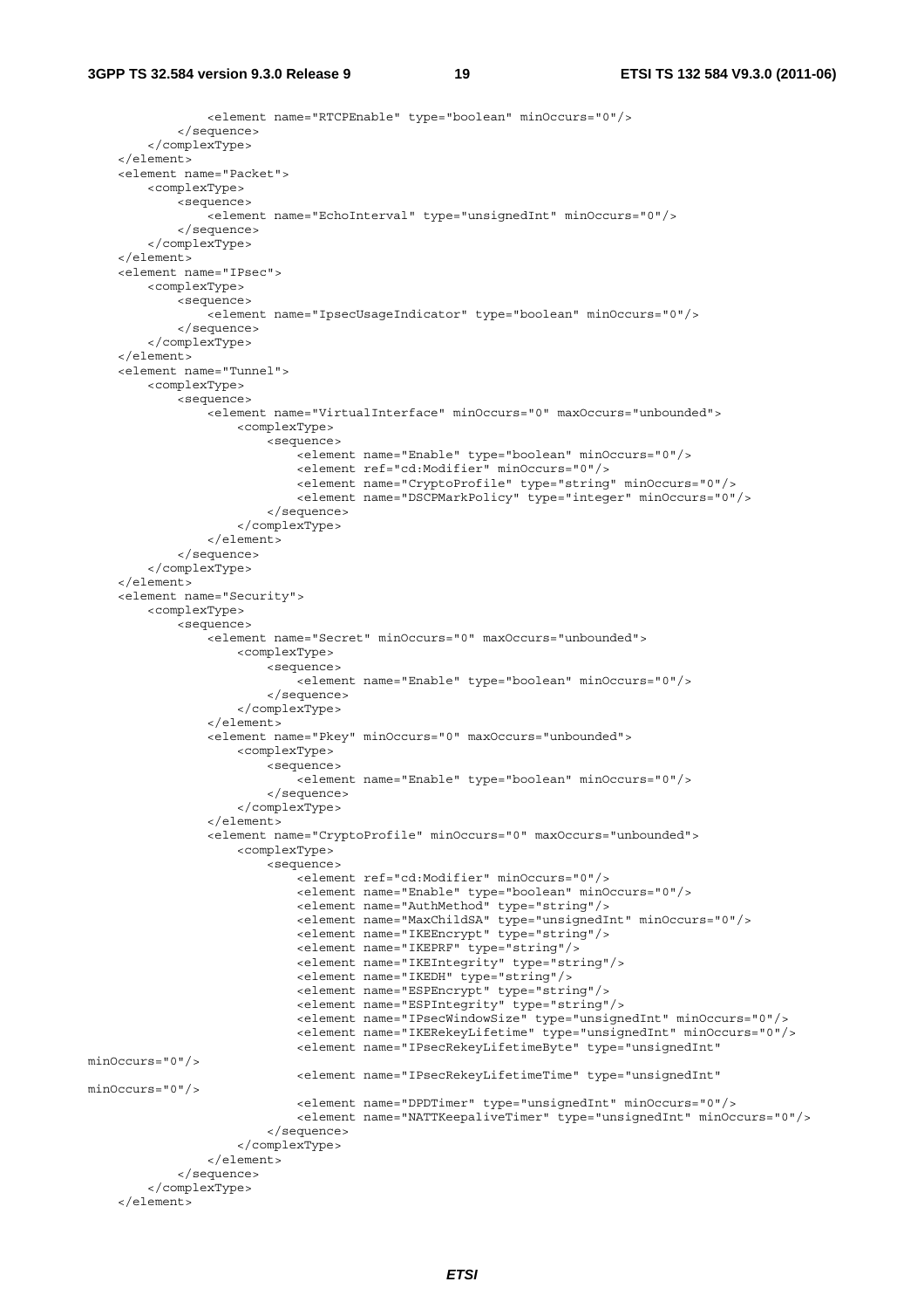```
                <element name="RTCPEnable" type="boolean" minOccurs="0"/>
            </sequence>
        </complexType>
    </element>
    <element name="Packet">
        <complexType>
            <sequence>
                <element name="EchoInterval" type="unsignedInt" minOccurs="0"/>
            </sequence>
        </complexType>
    </element>
    <element name="IPsec">
        <complexType>
            <sequence>
                <element name="IpsecUsageIndicator" type="boolean" minOccurs="0"/>
            </sequence>
        </complexType>
    </element>
    <element name="Tunnel">
        <complexType>
            <sequence>
                <element name="VirtualInterface" minOccurs="0" maxOccurs="unbounded">
                    <complexType>
                        <sequence>
                            <element name="Enable" type="boolean" minOccurs="0"/>
                            <element ref="cd:Modifier" minOccurs="0"/>
                            <element name="CryptoProfile" type="string" minOccurs="0"/>
                            <element name="DSCPMarkPolicy" type="integer" minOccurs="0"/>
                        </sequence>
                    </complexType>
                </element>
            </sequence>
        </complexType>
    </element>
    <element name="Security">
        <complexType>
            <sequence>
                <element name="Secret" minOccurs="0" maxOccurs="unbounded">
                    <complexType>
                        <sequence>
                            <element name="Enable" type="boolean" minOccurs="0"/>
                        </sequence>
                    </complexType>
                </element>
                <element name="Pkey" minOccurs="0" maxOccurs="unbounded">
                    <complexType>
                        <sequence>
                            <element name="Enable" type="boolean" minOccurs="0"/>
                        </sequence>
                    </complexType>
                </element>
                <element name="CryptoProfile" minOccurs="0" maxOccurs="unbounded">
                    <complexType>
                        <sequence>
                            <element ref="cd:Modifier" minOccurs="0"/>
                            <element name="Enable" type="boolean" minOccurs="0"/>
                            <element name="AuthMethod" type="string"/>
                            <element name="MaxChildSA" type="unsignedInt" minOccurs="0"/>
                            <element name="IKEEncrypt" type="string"/>
                            <element name="IKEPRF" type="string"/>
                            <element name="IKEIntegrity" type="string"/>
                            <element name="IKEDH" type="string"/>
                            <element name="ESPEncrypt" type="string"/>
                            <element name="ESPIntegrity" type="string"/>
                            <element name="IPsecWindowSize" type="unsignedInt" minOccurs="0"/>
                            <element name="IKERekeyLifetime" type="unsignedInt" minOccurs="0"/>
                            <element name="IPsecRekeyLifetimeByte" type="unsignedInt"
minOccurs="0"/>
                            <element name="IPsecRekeyLifetimeTime" type="unsignedInt"
minOccurs="0"/>
                            <element name="DPDTimer" type="unsignedInt" minOccurs="0"/>
                            <element name="NATTKeepaliveTimer" type="unsignedInt" minOccurs="0"/>
                        </sequence>
                    </complexType>
                </element>
            </sequence>
        </complexType>
    </element>
```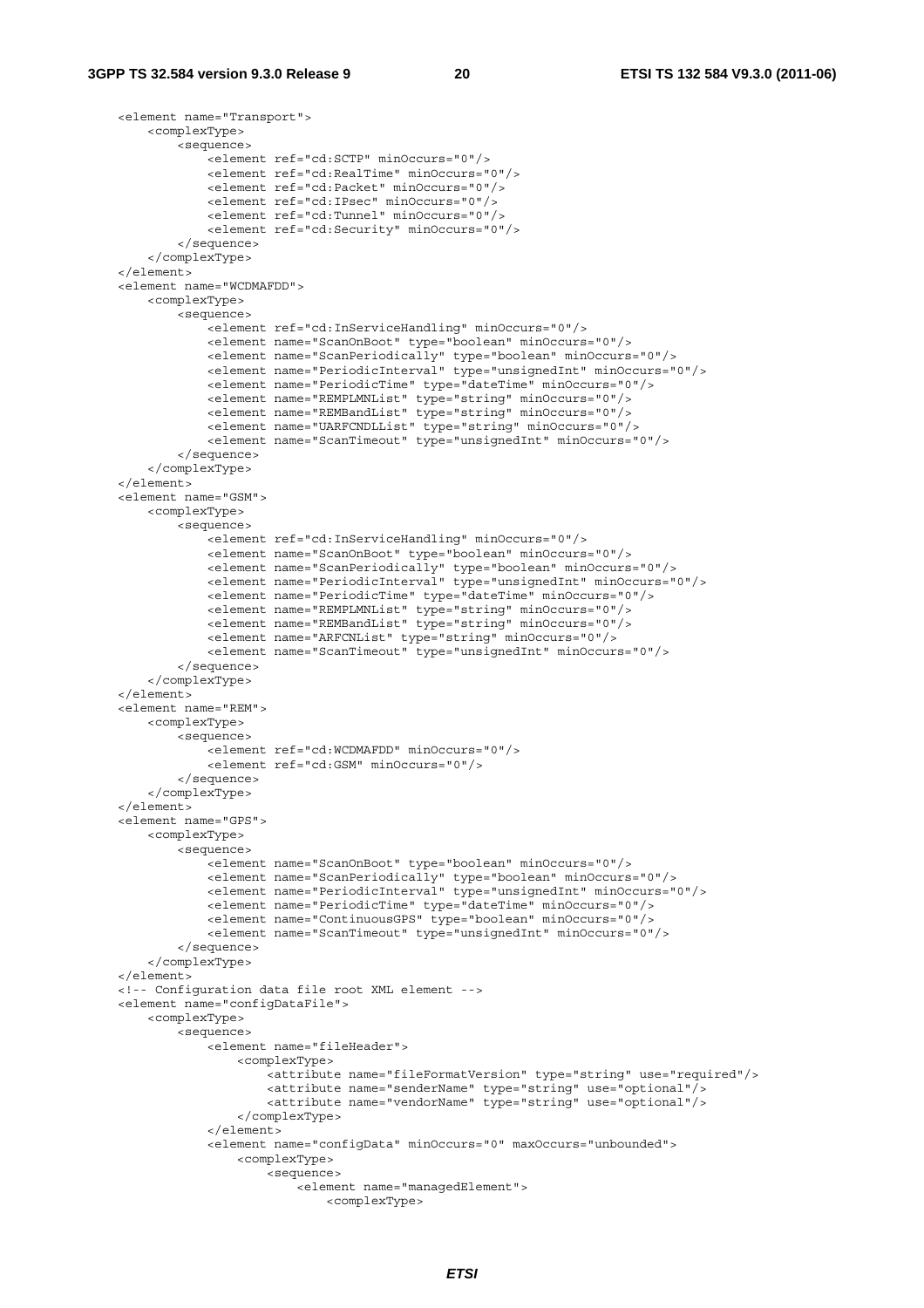```
<element name="Transport">
    <complexType>
        <sequence>
            <element ref="cd:SCTP" minOccurs="0"/>
            <element ref="cd:RealTime" minOccurs="0"/>
            <element ref="cd:Packet" minOccurs="0"/>
            <element ref="cd:IPsec" minOccurs="0"/>
            <element ref="cd:Tunnel" minOccurs="0"/>
            <element ref="cd:Security" minOccurs="0"/>
        </sequence>
    </complexType>
</element>
<element name="WCDMAFDD">
    <complexType>
        <sequence>
            <element ref="cd:InServiceHandling" minOccurs="0"/>
            <element name="ScanOnBoot" type="boolean" minOccurs="0"/>
            <element name="ScanPeriodically" type="boolean" minOccurs="0"/>
            <element name="PeriodicInterval" type="unsignedInt" minOccurs="0"/>
            <element name="PeriodicTime" type="dateTime" minOccurs="0"/>
            <element name="REMPLMNList" type="string" minOccurs="0"/>
            <element name="REMBandList" type="string" minOccurs="0"/>
            <element name="UARFCNDLList" type="string" minOccurs="0"/>
            <element name="ScanTimeout" type="unsignedInt" minOccurs="0"/>
        </sequence>
    </complexType>
</element>
<element name="GSM">
    <complexType>
        <sequence>
            <element ref="cd:InServiceHandling" minOccurs="0"/>
            <element name="ScanOnBoot" type="boolean" minOccurs="0"/>
            <element name="ScanPeriodically" type="boolean" minOccurs="0"/>
            <element name="PeriodicInterval" type="unsignedInt" minOccurs="0"/>
            <element name="PeriodicTime" type="dateTime" minOccurs="0"/>
            <element name="REMPLMNList" type="string" minOccurs="0"/>
            <element name="REMBandList" type="string" minOccurs="0"/>
            <element name="ARFCNList" type="string" minOccurs="0"/>
            <element name="ScanTimeout" type="unsignedInt" minOccurs="0"/>
        </sequence>
    </complexType>
</element>
<element name="REM">
    <complexType>
        <sequence>
            <element ref="cd:WCDMAFDD" minOccurs="0"/>
            <element ref="cd:GSM" minOccurs="0"/>
        </sequence>
    </complexType>
</element>
<element name="GPS">
    <complexType>
        <sequence>
            <element name="ScanOnBoot" type="boolean" minOccurs="0"/>
            <element name="ScanPeriodically" type="boolean" minOccurs="0"/>
            <element name="PeriodicInterval" type="unsignedInt" minOccurs="0"/>
            <element name="PeriodicTime" type="dateTime" minOccurs="0"/>
            <element name="ContinuousGPS" type="boolean" minOccurs="0"/>
            <element name="ScanTimeout" type="unsignedInt" minOccurs="0"/>
        </sequence>
    </complexType>
</element>
<!-- Configuration data file root XML element -->
<element name="configDataFile">
    <complexType>
        <sequence>
            <element name="fileHeader">
                <complexType>
                    <attribute name="fileFormatVersion" type="string" use="required"/>
                    <attribute name="senderName" type="string" use="optional"/>
                    <attribute name="vendorName" type="string" use="optional"/>
                </complexType>
            </element>
            <element name="configData" minOccurs="0" maxOccurs="unbounded">
                <complexType>
                    <sequence>
                        <element name="managedElement">
                            <complexType>
```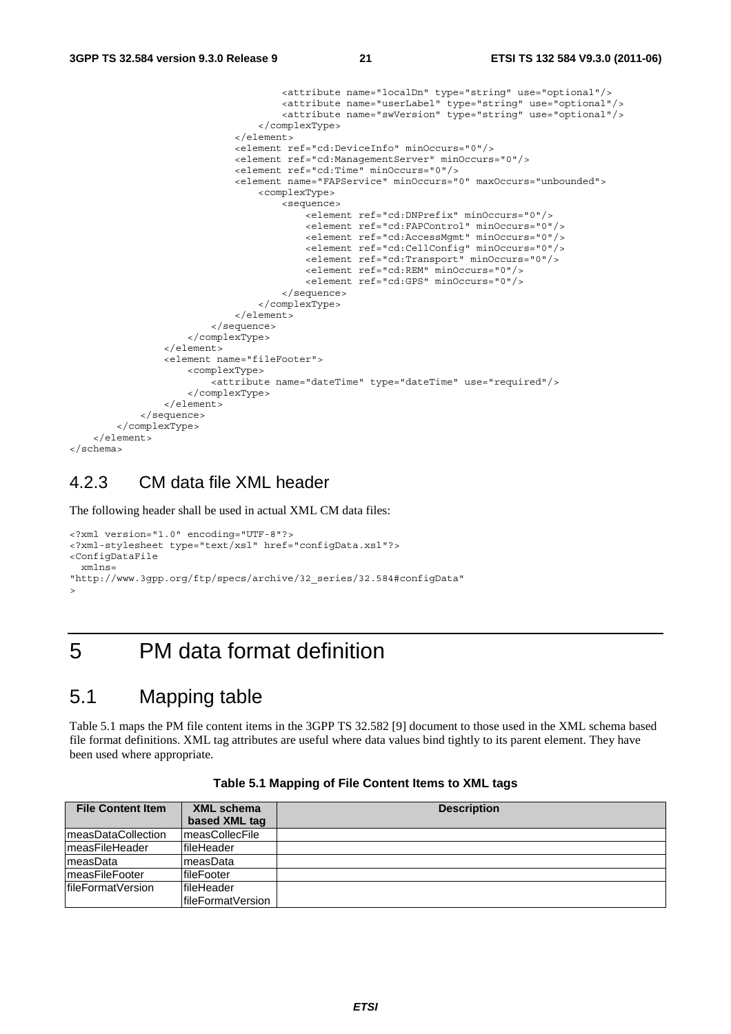```
                                    <attribute name="localDn" type="string" use="optional"/>
                                    <attribute name="userLabel" type="string" use="optional"/>
                                    <attribute name="swVersion" type="string" use="optional"/>
                                </complexType>
                            </element>
                            <element ref="cd:DeviceInfo" minOccurs="0"/>
                            <element ref="cd:ManagementServer" minOccurs="0"/>
                            <element ref="cd:Time" minOccurs="0"/>
                            <element name="FAPService" minOccurs="0" maxOccurs="unbounded">
                                <complexType>
                                    <sequence>
                                        <element ref="cd:DNPrefix" minOccurs="0"/>
                                        <element ref="cd:FAPControl" minOccurs="0"/>
                                        <element ref="cd:AccessMgmt" minOccurs="0"/>
                                        <element ref="cd:CellConfig" minOccurs="0"/>
                                        <element ref="cd:Transport" minOccurs="0"/>
                                        <element ref="cd:REM" minOccurs="0"/>
                                        <element ref="cd:GPS" minOccurs="0"/>
                                    </sequence>
                                </complexType>
                            </element>
                        </sequence>
                    </complexType>
                </element>
                <element name="fileFooter">
                    <complexType>
                        <attribute name="dateTime" type="dateTime" use="required"/>
                    </complexType>
                </element>
            </sequence>
        </complexType>
    </element>
</schema>
```

### 4.2.3 CM data file XML header

The following header shall be used in actual XML CM data files:

```
<?xml version="1.0" encoding="UTF-8"?>
<?xml-stylesheet type="text/xsl" href="configData.xsl"?>
<ConfigDataFile
  xmlns=
"http://www.3gpp.org/ftp/specs/archive/32_series/32.584#configData"
>
```

# 5 PM data format definition

## 5.1 Mapping table

Table 5.1 maps the PM file content items in the 3GPP TS 32.582 [9] document to those used in the XML schema based file format definitions. XML tag attributes are useful where data values bind tightly to its parent element. They have been used where appropriate.

**Table 5.1 Mapping of File Content Items to XML tags**

| File Content Item | XML schema based XML tag | Description |
|---|---|---|
| measDataCollection | measCollecFile | |
| measFileHeader | fileHeader | |
| measData | measData | |
| measFileFooter | fileFooter | |
| fileFormatVersion | fileHeader fileFormatVersion | |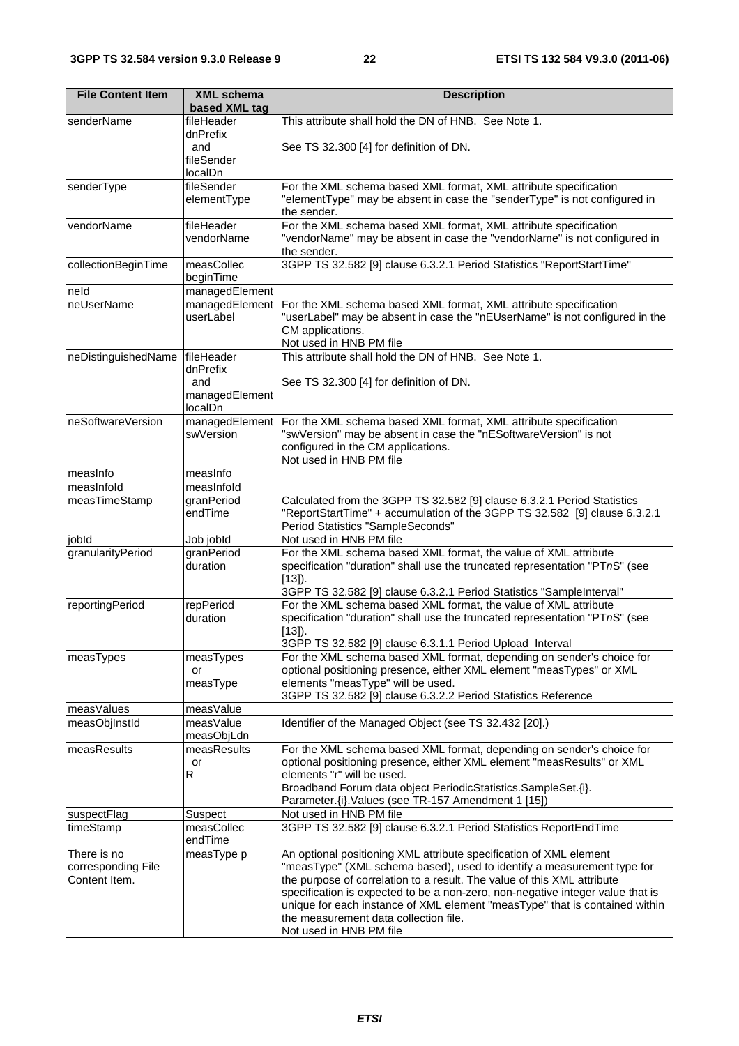| File Content Item | XML schema based XML tag | Description |
|---|---|---|
| senderName | fileHeader dnPrefix and fileSender localDn | This attribute shall hold the DN of HNB. See Note 1. See TS 32.300 [4] for definition of DN. |
| senderType | fileSender elementType | For the XML schema based XML format, XML attribute specification "elementType" may be absent in case the "senderType" is not configured in the sender. |
| vendorName | fileHeader vendorName | For the XML schema based XML format, XML attribute specification "vendorName" may be absent in case the "vendorName" is not configured in the sender. |
| collectionBeginTime | measCollec beginTime | 3GPP TS 32.582 [9] clause 6.3.2.1 Period Statistics "ReportStartTime" |
| neId | managedElement | |
| neUserName | managedElement userLabel | For the XML schema based XML format, XML attribute specification "userLabel" may be absent in case the "nEUserName" is not configured in the CM applications. Not used in HNB PM file |
| neDistinguishedName | fileHeader dnPrefix and managedElement localDn | This attribute shall hold the DN of HNB. See Note 1. See TS 32.300 [4] for definition of DN. |
| neSoftwareVersion | managedElement swVersion | For the XML schema based XML format, XML attribute specification "swVersion" may be absent in case the "nESoftwareVersion" is not configured in the CM applications. Not used in HNB PM file |
| measInfo | measInfo | |
| measInfoId | measInfoId | |
| measTimeStamp | granPeriod endTime | Calculated from the 3GPP TS 32.582 [9] clause 6.3.2.1 Period Statistics "ReportStartTime" + accumulation of the 3GPP TS 32.582 [9] clause 6.3.2.1 Period Statistics "SampleSeconds" |
| jobId | Job jobId | Not used in HNB PM file |
| granularityPeriod | granPeriod duration | For the XML schema based XML format, the value of XML attribute specification "duration" shall use the truncated representation "PT*n*S" (see [13]). 3GPP TS 32.582 [9] clause 6.3.2.1 Period Statistics "SampleInterval" |
| reportingPeriod | repPeriod duration | For the XML schema based XML format, the value of XML attribute specification "duration" shall use the truncated representation "PT*n*S" (see [13]). 3GPP TS 32.582 [9] clause 6.3.1.1 Period Upload Interval |
| measTypes | measTypes or measType | For the XML schema based XML format, depending on sender's choice for optional positioning presence, either XML element "measTypes" or XML elements "measType" will be used. 3GPP TS 32.582 [9] clause 6.3.2.2 Period Statistics Reference |
| measValues | measValue | |
| measObjInstId | measValue measObjLdn | Identifier of the Managed Object (see TS 32.432 [20].) |
| measResults | measResults or R | For the XML schema based XML format, depending on sender's choice for optional positioning presence, either XML element "measResults" or XML elements "r" will be used. Broadband Forum data object PeriodicStatistics.SampleSet.{i}. Parameter.{i}.Values (see TR-157 Amendment 1 [15]) |
| suspectFlag | Suspect | Not used in HNB PM file |
| timeStamp | measCollec endTime | 3GPP TS 32.582 [9] clause 6.3.2.1 Period Statistics ReportEndTime |
| There is no corresponding File Content Item. | measType p | An optional positioning XML attribute specification of XML element "measType" (XML schema based), used to identify a measurement type for the purpose of correlation to a result. The value of this XML attribute specification is expected to be a non-zero, non-negative integer value that is unique for each instance of XML element "measType" that is contained within the measurement data collection file. Not used in HNB PM file |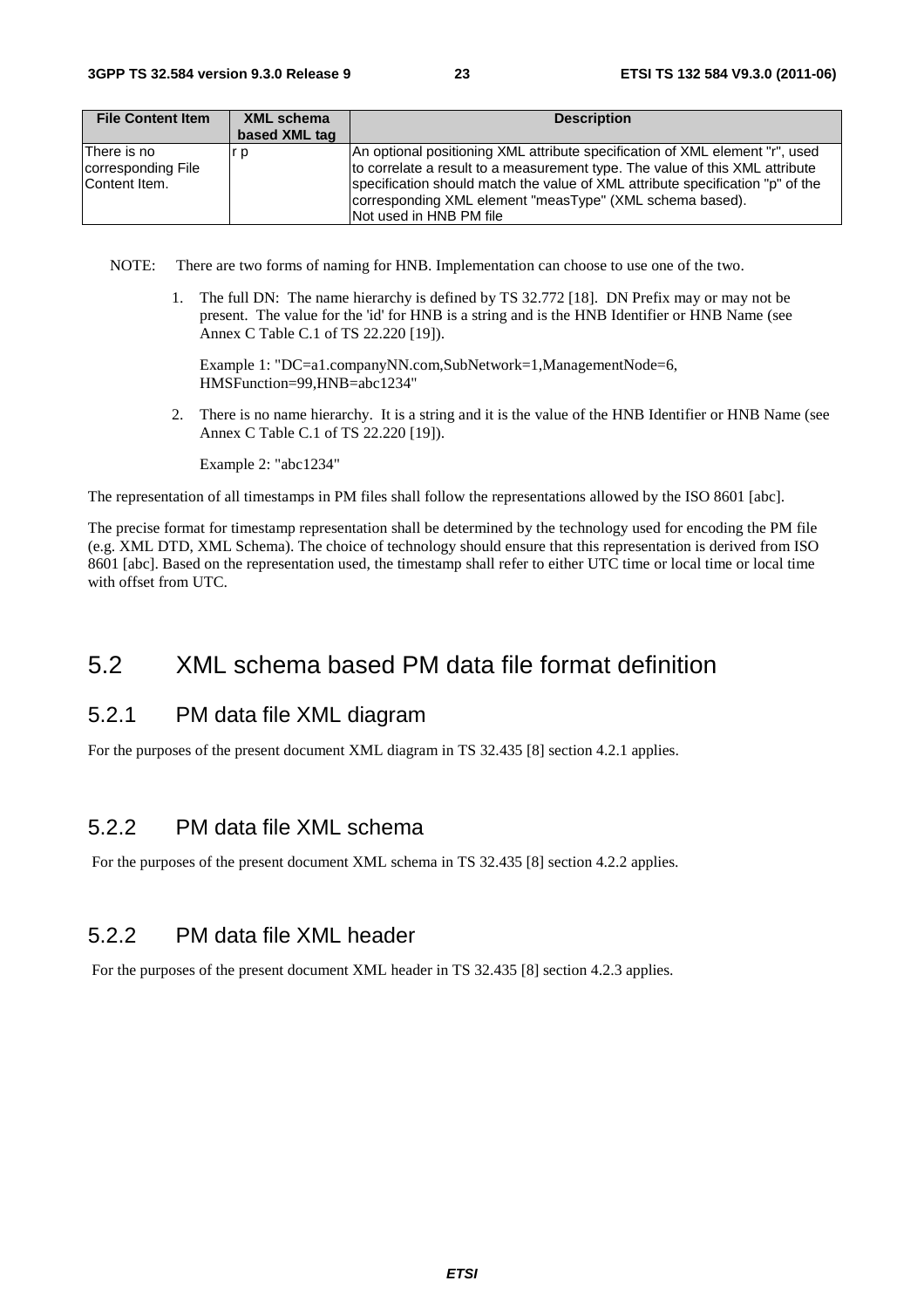| File Content Item | XML schema based XML tag | Description |
|---|---|---|
| There is no corresponding File Content Item. | r p | An optional positioning XML attribute specification of XML element "r", used to correlate a result to a measurement type. The value of this XML attribute specification should match the value of XML attribute specification "p" of the corresponding XML element "measType" (XML schema based). Not used in HNB PM file |

NOTE: There are two forms of naming for HNB. Implementation can choose to use one of the two.

1. The full DN: The name hierarchy is defined by TS 32.772 [18]. DN Prefix may or may not be present. The value for the 'id' for HNB is a string and is the HNB Identifier or HNB Name (see Annex C Table C.1 of TS 22.220 [19]).

   Example 1: "DC=a1.companyNN.com,SubNetwork=1,ManagementNode=6, HMSFunction=99,HNB=abc1234"

2. There is no name hierarchy. It is a string and it is the value of the HNB Identifier or HNB Name (see Annex C Table C.1 of TS 22.220 [19]).

   Example 2: "abc1234"

The representation of all timestamps in PM files shall follow the representations allowed by the ISO 8601 [abc].

The precise format for timestamp representation shall be determined by the technology used for encoding the PM file (e.g. XML DTD, XML Schema). The choice of technology should ensure that this representation is derived from ISO 8601 [abc]. Based on the representation used, the timestamp shall refer to either UTC time or local time or local time with offset from UTC.

## 5.2 XML schema based PM data file format definition

### 5.2.1 PM data file XML diagram

For the purposes of the present document XML diagram in TS 32.435 [8] section 4.2.1 applies.

### 5.2.2 PM data file XML schema

For the purposes of the present document XML schema in TS 32.435 [8] section 4.2.2 applies.

### 5.2.2 PM data file XML header

For the purposes of the present document XML header in TS 32.435 [8] section 4.2.3 applies.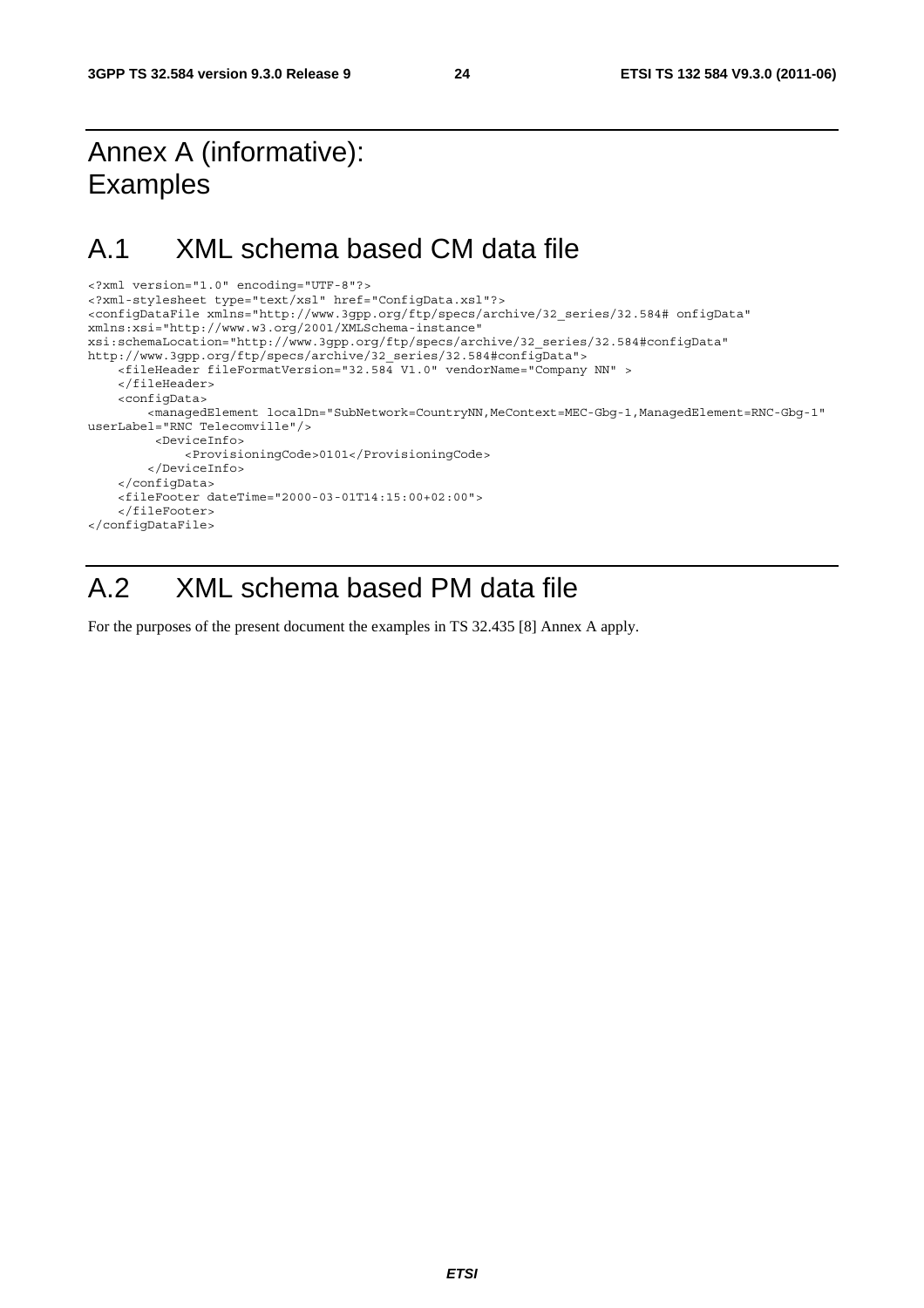# Annex A (informative): Examples

## A.1 XML schema based CM data file

```
<?xml version="1.0" encoding="UTF-8"?>
<?xml-stylesheet type="text/xsl" href="ConfigData.xsl"?>
<configDataFile xmlns="http://www.3gpp.org/ftp/specs/archive/32_series/32.584# onfigData"
xmlns:xsi="http://www.w3.org/2001/XMLSchema-instance"
xsi:schemaLocation="http://www.3gpp.org/ftp/specs/archive/32_series/32.584#configData"
http://www.3gpp.org/ftp/specs/archive/32_series/32.584#configData">
    <fileHeader fileFormatVersion="32.584 V1.0" vendorName="Company NN" >
    </fileHeader>
    <configData>
        <managedElement localDn="SubNetwork=CountryNN,MeContext=MEC-Gbg-1,ManagedElement=RNC-Gbg-1"
userLabel="RNC Telecomville"/>
         <DeviceInfo>
             <ProvisioningCode>0101</ProvisioningCode>
        </DeviceInfo>
    </configData>
    <fileFooter dateTime="2000-03-01T14:15:00+02:00">
    </fileFooter>
</configDataFile>
```

## A.2 XML schema based PM data file

For the purposes of the present document the examples in TS 32.435 [8] Annex A apply.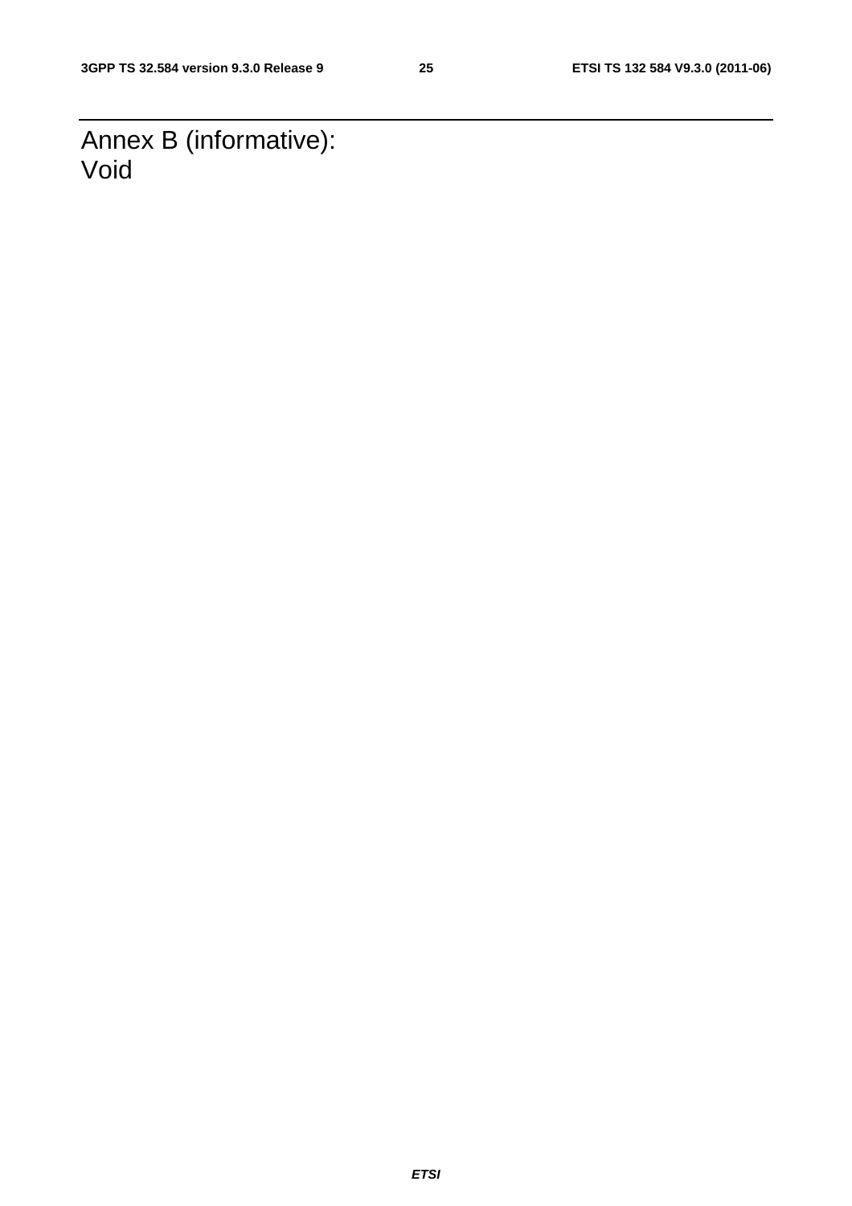# Annex B (informative): Void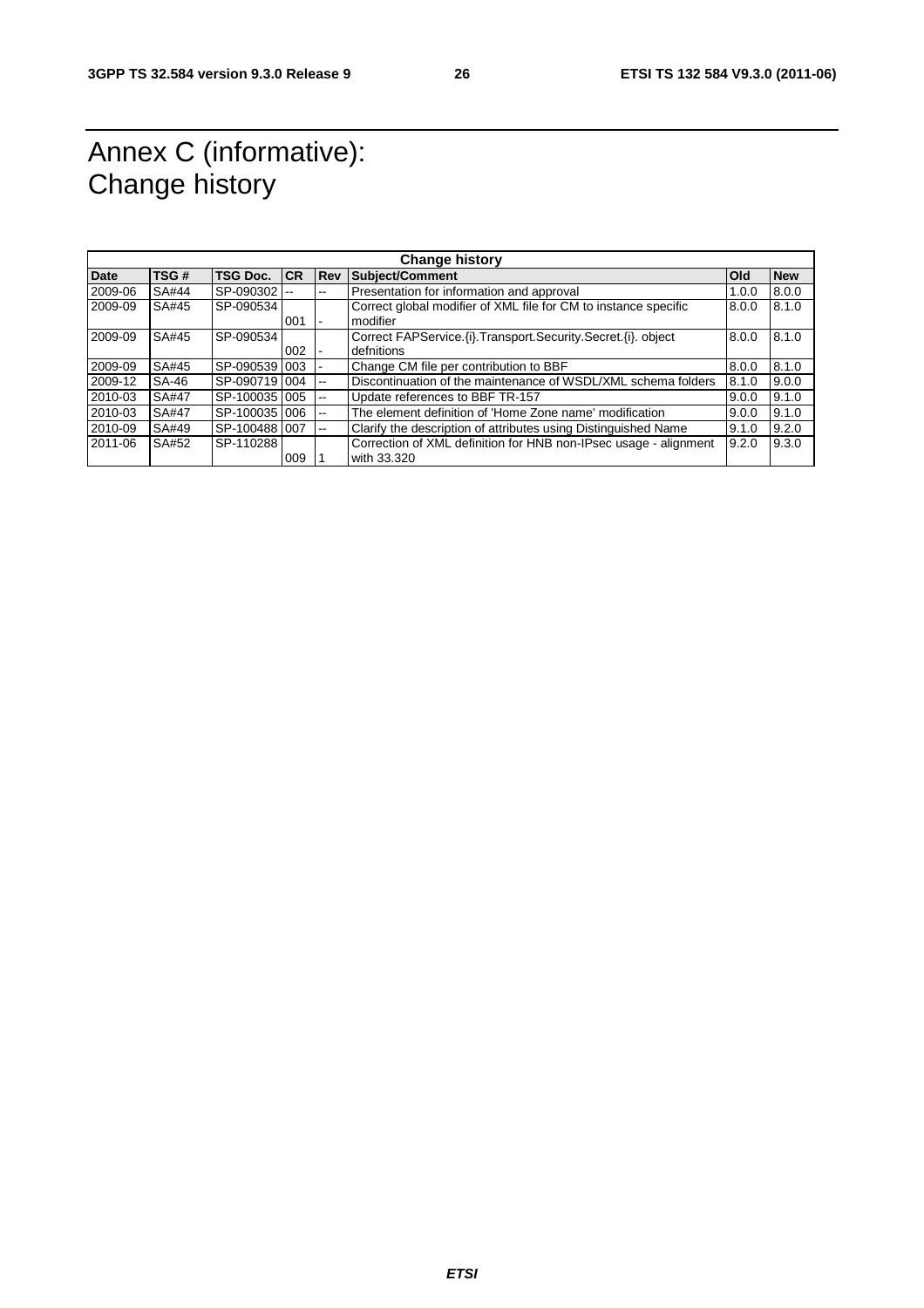# Annex C (informative): Change history

| Change history | | | | | | | |
|---|---|---|---|---|---|---|---|
| **Date** | **TSG #** | **TSG Doc.** | **CR** | **Rev** | **Subject/Comment** | **Old** | **New** |
| 2009-06 | SA#44 | SP-090302 | -- | -- | Presentation for information and approval | 1.0.0 | 8.0.0 |
| 2009-09 | SA#45 | SP-090534 | 001 | - | Correct global modifier of XML file for CM to instance specific modifier | 8.0.0 | 8.1.0 |
| 2009-09 | SA#45 | SP-090534 | 002 | - | Correct FAPService.{i}.Transport.Security.Secret.{i}. object defnitions | 8.0.0 | 8.1.0 |
| 2009-09 | SA#45 | SP-090539 | 003 | - | Change CM file per contribution to BBF | 8.0.0 | 8.1.0 |
| 2009-12 | SA-46 | SP-090719 | 004 | -- | Discontinuation of the maintenance of WSDL/XML schema folders | 8.1.0 | 9.0.0 |
| 2010-03 | SA#47 | SP-100035 | 005 | -- | Update references to BBF TR-157 | 9.0.0 | 9.1.0 |
| 2010-03 | SA#47 | SP-100035 | 006 | -- | The element definition of 'Home Zone name' modification | 9.0.0 | 9.1.0 |
| 2010-09 | SA#49 | SP-100488 | 007 | -- | Clarify the description of attributes using Distinguished Name | 9.1.0 | 9.2.0 |
| 2011-06 | SA#52 | SP-110288 | 009 | 1 | Correction of XML definition for HNB non-IPsec usage - alignment with 33.320 | 9.2.0 | 9.3.0 |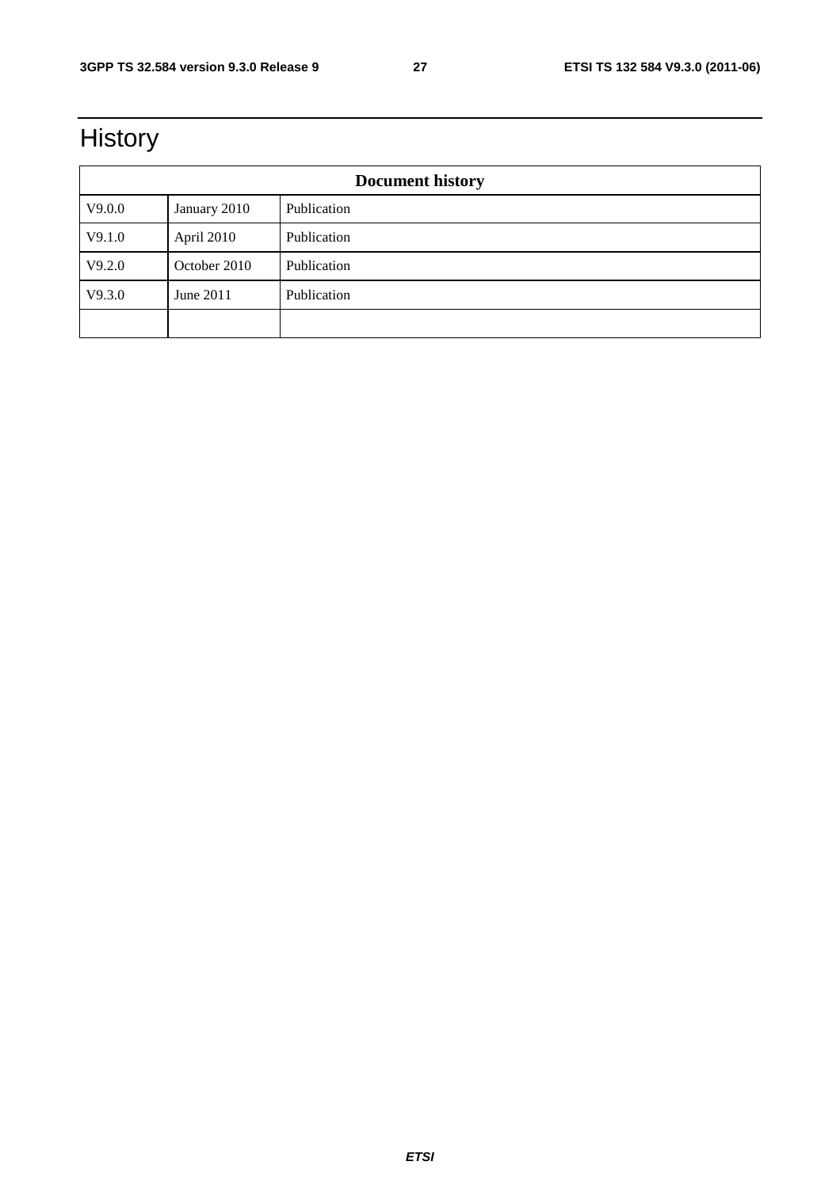# History

| Document history | | |
|---|---|---|
| V9.0.0 | January 2010 | Publication |
| V9.1.0 | April 2010 | Publication |
| V9.2.0 | October 2010 | Publication |
| V9.3.0 | June 2011 | Publication |
| | | |